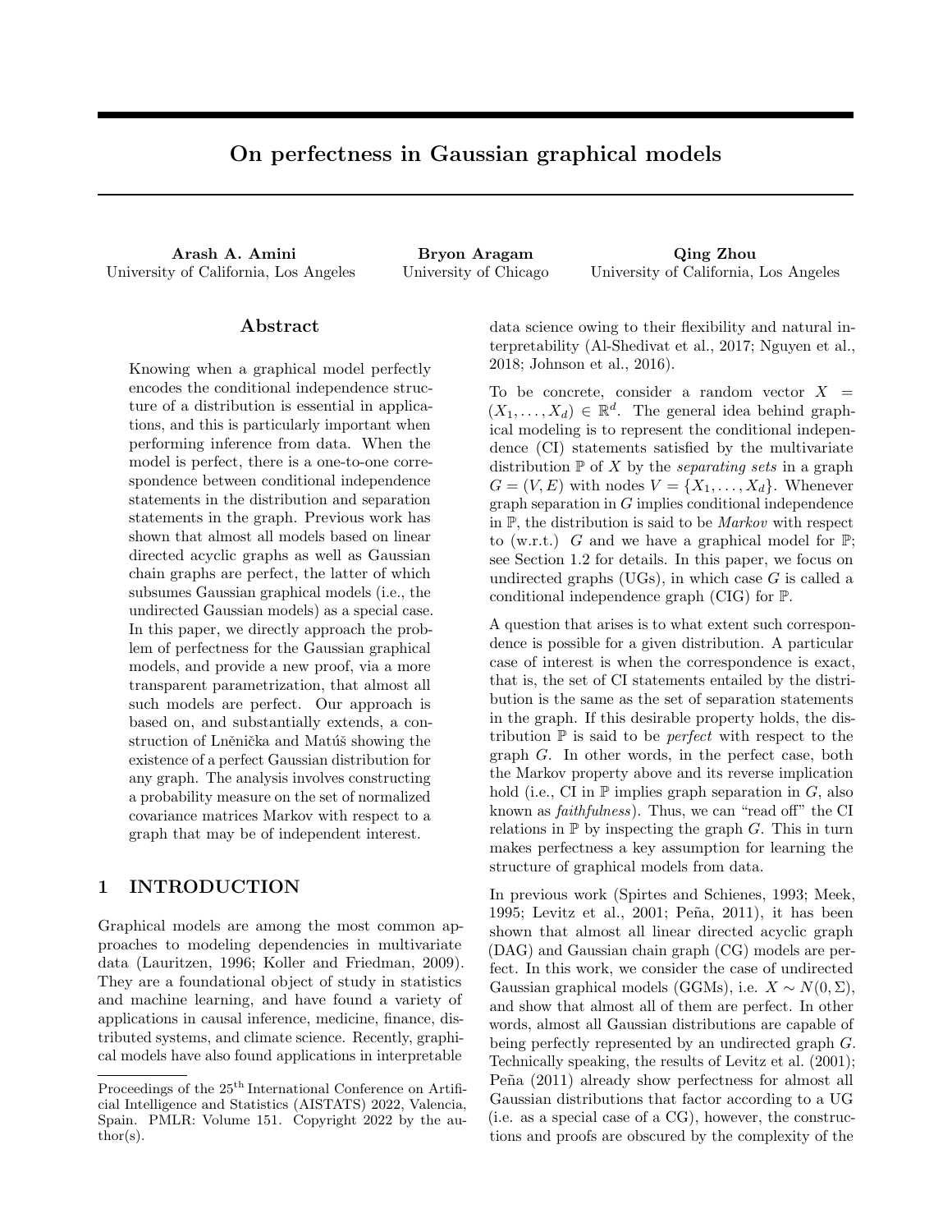# On perfectness in Gaussian graphical models

**Arash A. Amini**
University of California, Los Angeles

**Bryon Aragam**
University of Chicago

**Qing Zhou**
University of California, Los Angeles

## Abstract

Knowing when a graphical model perfectly encodes the conditional independence structure of a distribution is essential in applications, and this is particularly important when performing inference from data. When the model is perfect, there is a one-to-one correspondence between conditional independence statements in the distribution and separation statements in the graph. Previous work has shown that almost all models based on linear directed acyclic graphs as well as Gaussian chain graphs are perfect, the latter of which subsumes Gaussian graphical models (i.e., the undirected Gaussian models) as a special case. In this paper, we directly approach the problem of perfectness for the Gaussian graphical models, and provide a new proof, via a more transparent parametrization, that almost all such models are perfect. Our approach is based on, and substantially extends, a construction of Lněnička and Matúš showing the existence of a perfect Gaussian distribution for any graph. The analysis involves constructing a probability measure on the set of normalized covariance matrices Markov with respect to a graph that may be of independent interest.

## 1 INTRODUCTION

Graphical models are among the most common approaches to modeling dependencies in multivariate data (Lauritzen, 1996; Koller and Friedman, 2009). They are a foundational object of study in statistics and machine learning, and have found a variety of applications in causal inference, medicine, finance, distributed systems, and climate science. Recently, graphical models have also found applications in interpretable data science owing to their flexibility and natural interpretability (Al-Shedivat et al., 2017; Nguyen et al., 2018; Johnson et al., 2016).

To be concrete, consider a random vector $X = (X_1, \ldots, X_d) \in \mathbb{R}^d$. The general idea behind graphical modeling is to represent the conditional independence (CI) statements satisfied by the multivariate distribution $\mathbb{P}$ of $X$ by the *separating sets* in a graph $G = (V, E)$ with nodes $V = \{X_1, \ldots, X_d\}$. Whenever graph separation in $G$ implies conditional independence in $\mathbb{P}$, the distribution is said to be *Markov* with respect to (w.r.t.) $G$ and we have a graphical model for $\mathbb{P}$; see Section 1.2 for details. In this paper, we focus on undirected graphs (UGs), in which case $G$ is called a conditional independence graph (CIG) for $\mathbb{P}$.

A question that arises is to what extent such correspondence is possible for a given distribution. A particular case of interest is when the correspondence is exact, that is, the set of CI statements entailed by the distribution is the same as the set of separation statements in the graph. If this desirable property holds, the distribution $\mathbb{P}$ is said to be *perfect* with respect to the graph $G$. In other words, in the perfect case, both the Markov property above and its reverse implication hold (i.e., CI in $\mathbb{P}$ implies graph separation in $G$, also known as *faithfulness*). Thus, we can "read off" the CI relations in $\mathbb{P}$ by inspecting the graph $G$. This in turn makes perfectness a key assumption for learning the structure of graphical models from data.

In previous work (Spirtes and Schienes, 1993; Meek, 1995; Levitz et al., 2001; Peña, 2011), it has been shown that almost all linear directed acyclic graph (DAG) and Gaussian chain graph (CG) models are perfect. In this work, we consider the case of undirected Gaussian graphical models (GGMs), i.e. $X \sim N(0, \Sigma)$, and show that almost all of them are perfect. In other words, almost all Gaussian distributions are capable of being perfectly represented by an undirected graph $G$. Technically speaking, the results of Levitz et al. (2001); Peña (2011) already show perfectness for almost all Gaussian distributions that factor according to a UG (i.e. as a special case of a CG), however, the constructions and proofs are obscured by the complexity of the

Proceedings of the 25[th] International Conference on Artificial Intelligence and Statistics (AISTATS) 2022, Valencia, Spain. PMLR: Volume 151. Copyright 2022 by the author(s).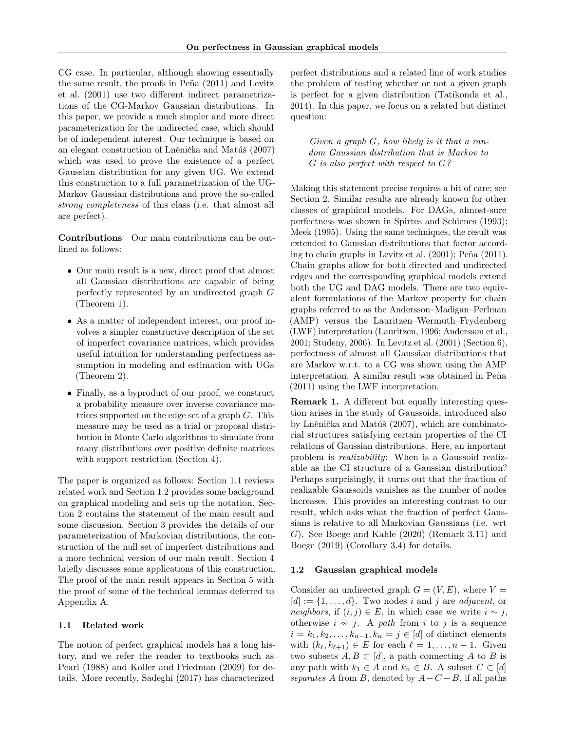CG case. In particular, although showing essentially the same result, the proofs in Peña (2011) and Levitz et al. (2001) use two different indirect parametrizations of the CG-Markov Gaussian distributions. In this paper, we provide a much simpler and more direct parameterization for the undirected case, which should be of independent interest. Our technique is based on an elegant construction of Lněnička and Matúš (2007) which was used to prove the existence of a perfect Gaussian distribution for any given UG. We extend this construction to a full parametrization of the UG-Markov Gaussian distributions and prove the so-called *strong completeness* of this class (i.e. that almost all are perfect).

**Contributions** Our main contributions can be outlined as follows:

- Our main result is a new, direct proof that almost all Gaussian distributions are capable of being perfectly represented by an undirected graph $G$ (Theorem 1).
- As a matter of independent interest, our proof involves a simpler constructive description of the set of imperfect covariance matrices, which provides useful intuition for understanding perfectness assumption in modeling and estimation with UGs (Theorem 2).
- Finally, as a byproduct of our proof, we construct a probability measure over inverse covariance matrices supported on the edge set of a graph $G$. This measure may be used as a trial or proposal distribution in Monte Carlo algorithms to simulate from many distributions over positive definite matrices with support restriction (Section 4).

The paper is organized as follows: Section 1.1 reviews related work and Section 1.2 provides some background on graphical modeling and sets up the notation. Section 2 contains the statement of the main result and some discussion. Section 3 provides the details of our parameterization of Markovian distributions, the construction of the null set of imperfect distributions and a more technical version of our main result. Section 4 briefly discusses some applications of this construction. The proof of the main result appears in Section 5 with the proof of some of the technical lemmas deferred to Appendix A.

### 1.1 Related work

The notion of perfect graphical models has a long history, and we refer the reader to textbooks such as Pearl (1988) and Koller and Friedman (2009) for details. More recently, Sadeghi (2017) has characterized perfect distributions and a related line of work studies the problem of testing whether or not a given graph is perfect for a given distribution (Tatikonda et al., 2014). In this paper, we focus on a related but distinct question:

> *Given a graph $G$, how likely is it that a random Gaussian distribution that is Markov to $G$ is also perfect with respect to $G$?*

Making this statement precise requires a bit of care; see Section 2. Similar results are already known for other classes of graphical models. For DAGs, almost-sure perfectness was shown in Spirtes and Schienes (1993); Meek (1995). Using the same techniques, the result was extended to Gaussian distributions that factor according to chain graphs in Levitz et al. (2001); Peña (2011). Chain graphs allow for both directed and undirected edges and the corresponding graphical models extend both the UG and DAG models. There are two equivalent formulations of the Markov property for chain graphs referred to as the Andersson–Madigan–Perlman (AMP) versus the Lauritzen–Wermuth–Frydenberg (LWF) interpretation (Lauritzen, 1996; Andersson et al., 2001; Studeny, 2006). In Levitz et al. (2001) (Section 6), perfectness of almost all Gaussian distributions that are Markov w.r.t. to a CG was shown using the AMP interpretation. A similar result was obtained in Peña (2011) using the LWF interpretation.

**Remark 1.** A different but equally interesting question arises in the study of Gaussoids, introduced also by Lněnička and Matúš (2007), which are combinatorial structures satisfying certain properties of the CI relations of Gaussian distributions. Here, an important problem is *realizability*: When is a Gaussoid realizable as the CI structure of a Gaussian distribution? Perhaps surprisingly, it turns out that the fraction of realizable Gaussoids vanishes as the number of nodes increases. This provides an interesting contrast to our result, which asks what the fraction of perfect Gaussians is relative to all Markovian Gaussians (i.e. wrt $G$). See Boege and Kahle (2020) (Remark 3.11) and Boege (2019) (Corollary 3.4) for details.

### 1.2 Gaussian graphical models

Consider an undirected graph $G = (V, E)$, where $V = [d] := \{1, \dots, d\}$. Two nodes $i$ and $j$ are *adjacent*, or *neighbors*, if $(i, j) \in E$, in which case we write $i \sim j$, otherwise $i \nsim j$. A *path* from $i$ to $j$ is a sequence $i = k_1, k_2, \dots, k_{n-1}, k_n = j \in [d]$ of distinct elements with $(k_\ell, k_{\ell+1}) \in E$ for each $\ell = 1, \dots, n-1$. Given two subsets $A, B \subset [d]$, a path connecting $A$ to $B$ is any path with $k_1 \in A$ and $k_n \in B$. A subset $C \subset [d]$ *separates* $A$ from $B$, denoted by $A - C - B$, if all paths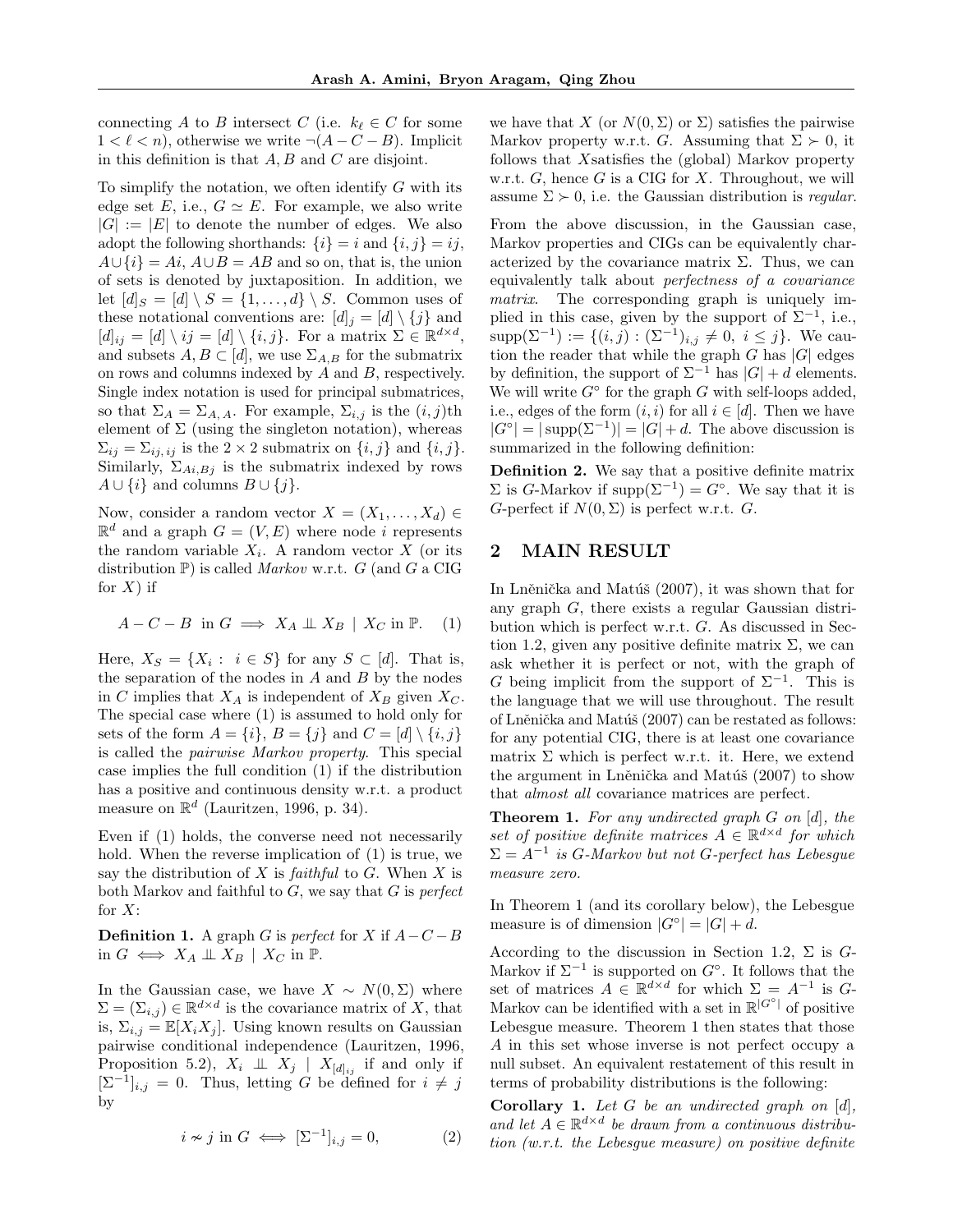connecting $A$ to $B$ intersect $C$ (i.e. $k_\ell \in C$ for some $1 < \ell < n$), otherwise we write $\neg(A - C - B)$. Implicit in this definition is that $A, B$ and $C$ are disjoint.

To simplify the notation, we often identify $G$ with its edge set $E$, i.e., $G \simeq E$. For example, we also write $|G| := |E|$ to denote the number of edges. We also adopt the following shorthands: $\{i\} = i$ and $\{i,j\} = ij$, $A \cup \{i\} = Ai$, $A \cup B = AB$ and so on, that is, the union of sets is denoted by juxtaposition. In addition, we let $[d]_S = [d] \setminus S = \{1, \dots, d\} \setminus S$. Common uses of these notational conventions are: $[d]_j = [d] \setminus \{j\}$ and $[d]_{ij} = [d] \setminus ij = [d] \setminus \{i, j\}$. For a matrix $\Sigma \in \mathbb{R}^{d \times d}$, and subsets $A, B \subset [d]$, we use $\Sigma_{A,B}$ for the submatrix on rows and columns indexed by $A$ and $B$, respectively. Single index notation is used for principal submatrices, so that $\Sigma_A = \Sigma_{A,A}$. For example, $\Sigma_{i,j}$ is the $(i,j)$th element of $\Sigma$ (using the singleton notation), whereas $\Sigma_{ij} = \Sigma_{ij,ij}$ is the $2 \times 2$ submatrix on $\{i,j\}$ and $\{i,j\}$. Similarly, $\Sigma_{Ai,Bj}$ is the submatrix indexed by rows $A \cup \{i\}$ and columns $B \cup \{j\}$.

Now, consider a random vector $X = (X_1, \dots, X_d) \in \mathbb{R}^d$ and a graph $G = (V, E)$ where node $i$ represents the random variable $X_i$. A random vector $X$ (or its distribution $\mathbb{P}$) is called *Markov* w.r.t. $G$ (and $G$ a CIG for $X$) if

$$A - C - B \;\text{ in } G \implies X_A \perp\!\!\!\perp X_B \mid X_C \text{ in } \mathbb{P}. \quad (1)$$

Here, $X_S = \{X_i : i \in S\}$ for any $S \subset [d]$. That is, the separation of the nodes in $A$ and $B$ by the nodes in $C$ implies that $X_A$ is independent of $X_B$ given $X_C$. The special case where (1) is assumed to hold only for sets of the form $A = \{i\}$, $B = \{j\}$ and $C = [d] \setminus \{i, j\}$ is called the *pairwise Markov property*. This special case implies the full condition (1) if the distribution has a positive and continuous density w.r.t. a product measure on $\mathbb{R}^d$ (Lauritzen, 1996, p. 34).

Even if (1) holds, the converse need not necessarily hold. When the reverse implication of (1) is true, we say the distribution of $X$ is *faithful* to $G$. When $X$ is both Markov and faithful to $G$, we say that $G$ is *perfect* for $X$:

**Definition 1.** A graph $G$ is *perfect* for $X$ if $A - C - B$ in $G \iff X_A \perp\!\!\!\perp X_B \mid X_C$ in $\mathbb{P}$.

In the Gaussian case, we have $X \sim N(0, \Sigma)$ where $\Sigma = (\Sigma_{i,j}) \in \mathbb{R}^{d \times d}$ is the covariance matrix of $X$, that is, $\Sigma_{i,j} = \mathbb{E}[X_i X_j]$. Using known results on Gaussian pairwise conditional independence (Lauritzen, 1996, Proposition 5.2), $X_i \perp\!\!\!\perp X_j \mid X_{[d]_{ij}}$ if and only if $[\Sigma^{-1}]_{i,j} = 0$. Thus, letting $G$ be defined for $i \neq j$ by

$$i \nsim j \text{ in } G \iff [\Sigma^{-1}]_{i,j} = 0, \quad (2)$$

we have that $X$ (or $N(0, \Sigma)$ or $\Sigma$) satisfies the pairwise Markov property w.r.t. $G$. Assuming that $\Sigma \succ 0$, it follows that $X$satisfies the (global) Markov property w.r.t. $G$, hence $G$ is a CIG for $X$. Throughout, we will assume $\Sigma \succ 0$, i.e. the Gaussian distribution is *regular*.

From the above discussion, in the Gaussian case, Markov properties and CIGs can be equivalently characterized by the covariance matrix $\Sigma$. Thus, we can equivalently talk about *perfectness of a covariance matrix*. The corresponding graph is uniquely implied in this case, given by the support of $\Sigma^{-1}$, i.e., $\operatorname{supp}(\Sigma^{-1}) := \{(i,j) : (\Sigma^{-1})_{i,j} \neq 0, \; i \leq j\}$. We caution the reader that while the graph $G$ has $|G|$ edges by definition, the support of $\Sigma^{-1}$ has $|G| + d$ elements. We will write $G^\circ$ for the graph $G$ with self-loops added, i.e., edges of the form $(i,i)$ for all $i \in [d]$. Then we have $|G^\circ| = |\operatorname{supp}(\Sigma^{-1})| = |G| + d$. The above discussion is summarized in the following definition:

**Definition 2.** We say that a positive definite matrix $\Sigma$ is $G$-Markov if $\operatorname{supp}(\Sigma^{-1}) = G^\circ$. We say that it is $G$-perfect if $N(0, \Sigma)$ is perfect w.r.t. $G$.

## 2 MAIN RESULT

In Lněnička and Matúš (2007), it was shown that for any graph $G$, there exists a regular Gaussian distribution which is perfect w.r.t. $G$. As discussed in Section 1.2, given any positive definite matrix $\Sigma$, we can ask whether it is perfect or not, with the graph of $G$ being implicit from the support of $\Sigma^{-1}$. This is the language that we will use throughout. The result of Lněnička and Matúš (2007) can be restated as follows: for any potential CIG, there is at least one covariance matrix $\Sigma$ which is perfect w.r.t. it. Here, we extend the argument in Lněnička and Matúš (2007) to show that *almost all* covariance matrices are perfect.

**Theorem 1.** *For any undirected graph $G$ on $[d]$, the set of positive definite matrices $A \in \mathbb{R}^{d \times d}$ for which $\Sigma = A^{-1}$ is $G$-Markov but not $G$-perfect has Lebesgue measure zero.*

In Theorem 1 (and its corollary below), the Lebesgue measure is of dimension $|G^\circ| = |G| + d$.

According to the discussion in Section 1.2, $\Sigma$ is $G$-Markov if $\Sigma^{-1}$ is supported on $G^\circ$. It follows that the set of matrices $A \in \mathbb{R}^{d \times d}$ for which $\Sigma = A^{-1}$ is $G$-Markov can be identified with a set in $\mathbb{R}^{|G^\circ|}$ of positive Lebesgue measure. Theorem 1 then states that those $A$ in this set whose inverse is not perfect occupy a null subset. An equivalent restatement of this result in terms of probability distributions is the following:

**Corollary 1.** *Let $G$ be an undirected graph on $[d]$, and let $A \in \mathbb{R}^{d \times d}$ be drawn from a continuous distribution (w.r.t. the Lebesgue measure) on positive definite*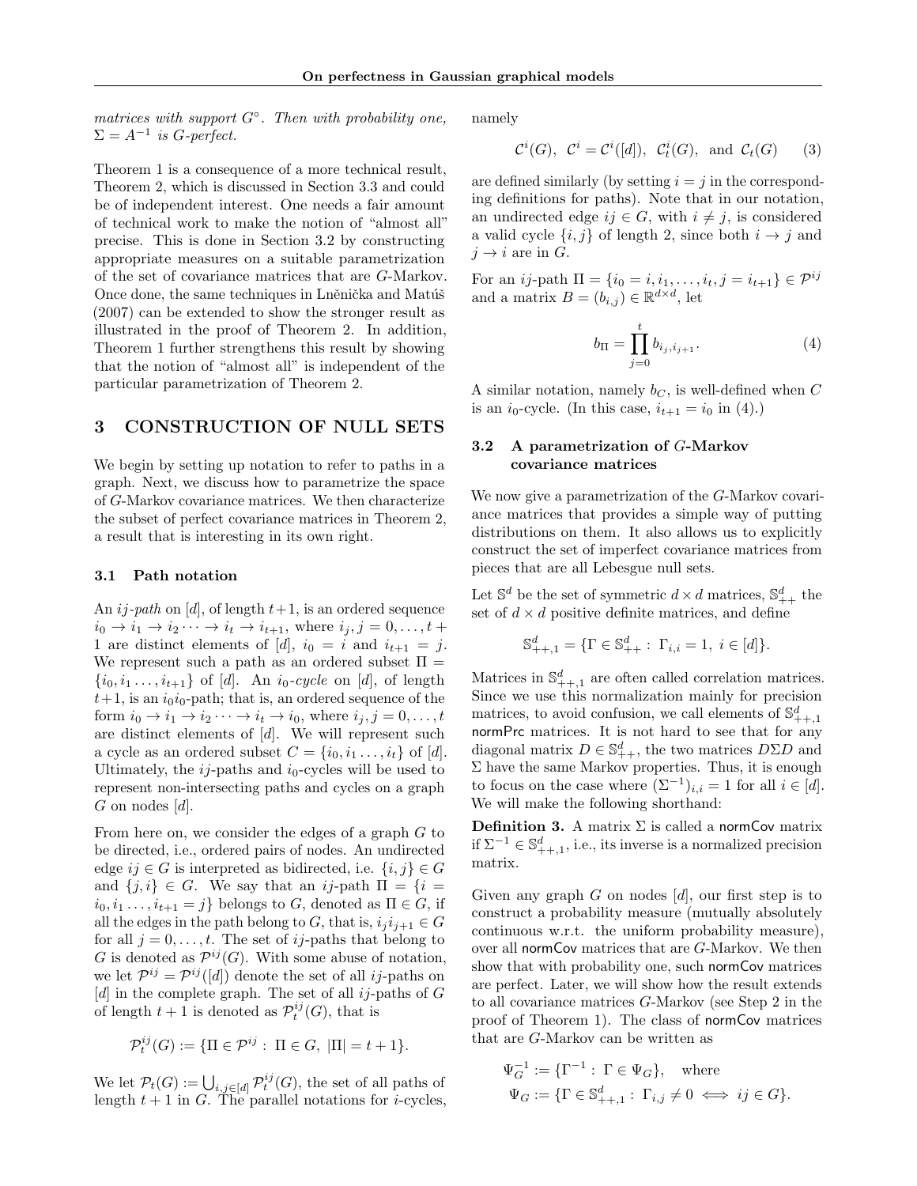*matrices with support $G^\circ$. Then with probability one, $\Sigma = A^{-1}$ is G-perfect.*

Theorem 1 is a consequence of a more technical result, Theorem 2, which is discussed in Section 3.3 and could be of independent interest. One needs a fair amount of technical work to make the notion of "almost all" precise. This is done in Section 3.2 by constructing appropriate measures on a suitable parametrization of the set of covariance matrices that are $G$-Markov. Once done, the same techniques in Lněnička and Matúš (2007) can be extended to show the stronger result as illustrated in the proof of Theorem 2. In addition, Theorem 1 further strengthens this result by showing that the notion of "almost all" is independent of the particular parametrization of Theorem 2.

## 3 CONSTRUCTION OF NULL SETS

We begin by setting up notation to refer to paths in a graph. Next, we discuss how to parametrize the space of $G$-Markov covariance matrices. We then characterize the subset of perfect covariance matrices in Theorem 2, a result that is interesting in its own right.

### 3.1 Path notation

An *ij-path* on $[d]$, of length $t+1$, is an ordered sequence $i_0 \to i_1 \to i_2 \cdots \to i_t \to i_{t+1}$, where $i_j, j = 0, \dots, t+1$ are distinct elements of $[d]$, $i_0 = i$ and $i_{t+1} = j$. We represent such a path as an ordered subset $\Pi = \{i_0, i_1 \dots, i_{t+1}\}$ of $[d]$. An $i_0$-*cycle* on $[d]$, of length $t+1$, is an $i_0i_0$-path; that is, an ordered sequence of the form $i_0 \to i_1 \to i_2 \cdots \to i_t \to i_0$, where $i_j, j = 0, \dots, t$ are distinct elements of $[d]$. We will represent such a cycle as an ordered subset $C = \{i_0, i_1 \dots, i_t\}$ of $[d]$. Ultimately, the $ij$-paths and $i_0$-cycles will be used to represent non-intersecting paths and cycles on a graph $G$ on nodes $[d]$.

From here on, we consider the edges of a graph $G$ to be directed, i.e., ordered pairs of nodes. An undirected edge $ij \in G$ is interpreted as bidirected, i.e. $\{i, j\} \in G$ and $\{j, i\} \in G$. We say that an $ij$-path $\Pi = \{i = i_0, i_1 \dots, i_{t+1} = j\}$ belongs to $G$, denoted as $\Pi \in G$, if all the edges in the path belong to $G$, that is, $i_j i_{j+1} \in G$ for all $j = 0, \dots, t$. The set of $ij$-paths that belong to $G$ is denoted as $\mathcal{P}^{ij}(G)$. With some abuse of notation, we let $\mathcal{P}^{ij} = \mathcal{P}^{ij}([d])$ denote the set of all $ij$-paths on $[d]$ in the complete graph. The set of all $ij$-paths of $G$ of length $t+1$ is denoted as $\mathcal{P}^{ij}_t(G)$, that is

$$\mathcal{P}^{ij}_t(G) := \{\Pi \in \mathcal{P}^{ij} : \Pi \in G, \; |\Pi| = t+1\}.$$

We let $\mathcal{P}_t(G) := \bigcup_{i,j \in [d]} \mathcal{P}^{ij}_t(G)$, the set of all paths of length $t+1$ in $G$. The parallel notations for $i$-cycles, namely

$$\mathcal{C}^i(G), \;\; \mathcal{C}^i = \mathcal{C}^i([d]), \;\; \mathcal{C}^i_t(G), \;\text{ and }\; \mathcal{C}_t(G) \qquad (3)$$

are defined similarly (by setting $i = j$ in the corresponding definitions for paths). Note that in our notation, an undirected edge $ij \in G$, with $i \neq j$, is considered a valid cycle $\{i, j\}$ of length 2, since both $i \to j$ and $j \to i$ are in $G$.

For an $ij$-path $\Pi = \{i_0 = i, i_1, \dots, i_t, j = i_{t+1}\} \in \mathcal{P}^{ij}$ and a matrix $B = (b_{i,j}) \in \mathbb{R}^{d \times d}$, let

$$b_\Pi = \prod_{j=0}^{t} b_{i_j, i_{j+1}}. \qquad (4)$$

A similar notation, namely $b_C$, is well-defined when $C$ is an $i_0$-cycle. (In this case, $i_{t+1} = i_0$ in (4).)

### 3.2 A parametrization of $G$-Markov covariance matrices

We now give a parametrization of the $G$-Markov covariance matrices that provides a simple way of putting distributions on them. It also allows us to explicitly construct the set of imperfect covariance matrices from pieces that are all Lebesgue null sets.

Let $\mathbb{S}^d$ be the set of symmetric $d \times d$ matrices, $\mathbb{S}^d_{++}$ the set of $d \times d$ positive definite matrices, and define

$$\mathbb{S}^d_{++,1} = \{\Gamma \in \mathbb{S}^d_{++} : \; \Gamma_{i,i} = 1, \; i \in [d]\}.$$

Matrices in $\mathbb{S}^d_{++,1}$ are often called correlation matrices. Since we use this normalization mainly for precision matrices, to avoid confusion, we call elements of $\mathbb{S}^d_{++,1}$ normPrc matrices. It is not hard to see that for any diagonal matrix $D \in \mathbb{S}^d_{++}$, the two matrices $D\Sigma D$ and $\Sigma$ have the same Markov properties. Thus, it is enough to focus on the case where $(\Sigma^{-1})_{i,i} = 1$ for all $i \in [d]$. We will make the following shorthand:

**Definition 3.** A matrix $\Sigma$ is called a normCov matrix if $\Sigma^{-1} \in \mathbb{S}^d_{++,1}$, i.e., its inverse is a normalized precision matrix.

Given any graph $G$ on nodes $[d]$, our first step is to construct a probability measure (mutually absolutely continuous w.r.t. the uniform probability measure), over all normCov matrices that are $G$-Markov. We then show that with probability one, such normCov matrices are perfect. Later, we will show how the result extends to all covariance matrices $G$-Markov (see Step 2 in the proof of Theorem 1). The class of normCov matrices that are $G$-Markov can be written as

$$\Psi_G^{-1} := \{\Gamma^{-1} : \; \Gamma \in \Psi_G\}, \quad \text{where}$$
$$\Psi_G := \{\Gamma \in \mathbb{S}^d_{++,1} : \; \Gamma_{i,j} \neq 0 \iff ij \in G\}.$$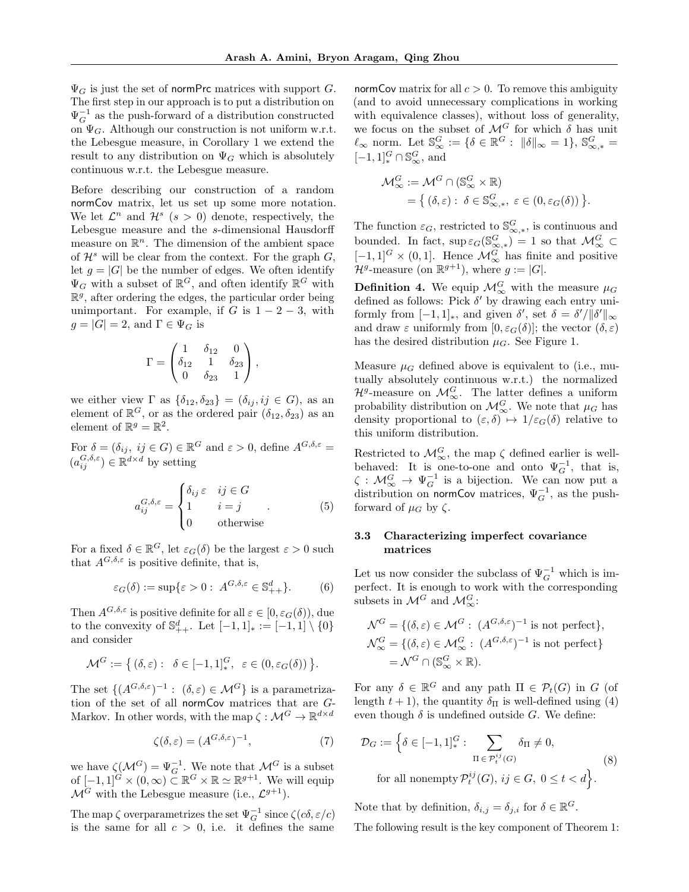$\Psi_G$ is just the set of normPrc matrices with support $G$. The first step in our approach is to put a distribution on $\Psi_G^{-1}$ as the push-forward of a distribution constructed on $\Psi_G$. Although our construction is not uniform w.r.t. the Lebesgue measure, in Corollary 1 we extend the result to any distribution on $\Psi_G$ which is absolutely continuous w.r.t. the Lebesgue measure.

Before describing our construction of a random normCov matrix, let us set up some more notation. We let $\mathcal{L}^n$ and $\mathcal{H}^s$ ($s > 0$) denote, respectively, the Lebesgue measure and the $s$-dimensional Hausdorff measure on $\mathbb{R}^n$. The dimension of the ambient space of $\mathcal{H}^s$ will be clear from the context. For the graph $G$, let $g = |G|$ be the number of edges. We often identify $\Psi_G$ with a subset of $\mathbb{R}^G$, and often identify $\mathbb{R}^G$ with $\mathbb{R}^g$, after ordering the edges, the particular order being unimportant. For example, if $G$ is $1 - 2 - 3$, with $g = |G| = 2$, and $\Gamma \in \Psi_G$ is

$$\Gamma = \begin{pmatrix} 1 & \delta_{12} & 0 \\ \delta_{12} & 1 & \delta_{23} \\ 0 & \delta_{23} & 1 \end{pmatrix},$$

we either view $\Gamma$ as $\{\delta_{12}, \delta_{23}\} = (\delta_{ij}, ij \in G)$, as an element of $\mathbb{R}^G$, or as the ordered pair $(\delta_{12}, \delta_{23})$ as an element of $\mathbb{R}^g = \mathbb{R}^2$.

For $\delta = (\delta_{ij},\ ij \in G) \in \mathbb{R}^G$ and $\varepsilon > 0$, define $A^{G,\delta,\varepsilon} = (a_{ij}^{G,\delta,\varepsilon}) \in \mathbb{R}^{d\times d}$ by setting

$$a_{ij}^{G,\delta,\varepsilon} = \begin{cases} \delta_{ij}\,\varepsilon & ij \in G \\ 1 & i = j \\ 0 & \text{otherwise} \end{cases}. \tag{5}$$

For a fixed $\delta \in \mathbb{R}^G$, let $\varepsilon_G(\delta)$ be the largest $\varepsilon > 0$ such that $A^{G,\delta,\varepsilon}$ is positive definite, that is,

$$\varepsilon_G(\delta) := \sup\{\varepsilon > 0 :\ A^{G,\delta,\varepsilon} \in \mathbb{S}_{++}^d\}. \tag{6}$$

Then $A^{G,\delta,\varepsilon}$ is positive definite for all $\varepsilon \in [0, \varepsilon_G(\delta))$, due to the convexity of $\mathbb{S}_{++}^d$. Let $[-1,1]_* := [-1,1] \setminus \{0\}$ and consider

$$\mathcal{M}^G := \big\{ (\delta, \varepsilon) :\ \ \delta \in [-1,1]_*^G,\ \ \varepsilon \in (0, \varepsilon_G(\delta)) \big\}.$$

The set $\{(A^{G,\delta,\varepsilon})^{-1} :\ (\delta,\varepsilon) \in \mathcal{M}^G\}$ is a parametrization of the set of all normCov matrices that are $G$-Markov. In other words, with the map $\zeta : \mathcal{M}^G \to \mathbb{R}^{d\times d}$

$$\zeta(\delta, \varepsilon) = (A^{G,\delta,\varepsilon})^{-1}, \tag{7}$$

we have $\zeta(\mathcal{M}^G) = \Psi_G^{-1}$. We note that $\mathcal{M}^G$ is a subset of $[-1,1]^G \times (0,\infty) \subset \mathbb{R}^G \times \mathbb{R} \simeq \mathbb{R}^{g+1}$. We will equip $\mathcal{M}^G$ with the Lebesgue measure (i.e., $\mathcal{L}^{g+1}$).

The map $\zeta$ overparametrizes the set $\Psi_G^{-1}$ since $\zeta(c\delta, \varepsilon/c)$ is the same for all $c > 0$, i.e. it defines the same normCov matrix for all $c > 0$. To remove this ambiguity (and to avoid unnecessary complications in working with equivalence classes), without loss of generality, we focus on the subset of $\mathcal{M}^G$ for which $\delta$ has unit $\ell_\infty$ norm. Let $\mathbb{S}_\infty^G := \{\delta \in \mathbb{R}^G :\ \|\delta\|_\infty = 1\}$, $\mathbb{S}_{\infty,*}^G = [-1,1]_*^G \cap \mathbb{S}_\infty^G$, and

$$\begin{aligned}\mathcal{M}_\infty^G &:= \mathcal{M}^G \cap (\mathbb{S}_\infty^G \times \mathbb{R}) \\ &= \big\{ (\delta, \varepsilon) :\ \delta \in \mathbb{S}_{\infty,*}^G,\ \varepsilon \in (0, \varepsilon_G(\delta)) \big\}.\end{aligned}$$

The function $\varepsilon_G$, restricted to $\mathbb{S}_{\infty,*}^G$, is continuous and bounded. In fact, $\sup \varepsilon_G(\mathbb{S}_{\infty,*}^G) = 1$ so that $\mathcal{M}_\infty^G \subset [-1,1]^G \times (0,1]$. Hence $\mathcal{M}_\infty^G$ has finite and positive $\mathcal{H}^g$-measure (on $\mathbb{R}^{g+1}$), where $g := |G|$.

**Definition 4.** We equip $\mathcal{M}_\infty^G$ with the measure $\mu_G$ defined as follows: Pick $\delta'$ by drawing each entry uniformly from $[-1,1]_*$, and given $\delta'$, set $\delta = \delta'/\|\delta'\|_\infty$ and draw $\varepsilon$ uniformly from $[0, \varepsilon_G(\delta)]$; the vector $(\delta, \varepsilon)$ has the desired distribution $\mu_G$. See Figure 1.

Measure $\mu_G$ defined above is equivalent to (i.e., mutually absolutely continuous w.r.t.) the normalized $\mathcal{H}^g$-measure on $\mathcal{M}_\infty^G$. The latter defines a uniform probability distribution on $\mathcal{M}_\infty^G$. We note that $\mu_G$ has density proportional to $(\varepsilon, \delta) \mapsto 1/\varepsilon_G(\delta)$ relative to this uniform distribution.

Restricted to $\mathcal{M}_\infty^G$, the map $\zeta$ defined earlier is well-behaved: It is one-to-one and onto $\Psi_G^{-1}$, that is, $\zeta : \mathcal{M}_\infty^G \to \Psi_G^{-1}$ is a bijection. We can now put a distribution on normCov matrices, $\Psi_G^{-1}$, as the push-forward of $\mu_G$ by $\zeta$.

### 3.3 Characterizing imperfect covariance matrices

Let us now consider the subclass of $\Psi_G^{-1}$ which is imperfect. It is enough to work with the corresponding subsets in $\mathcal{M}^G$ and $\mathcal{M}_\infty^G$:

$$\begin{aligned}\mathcal{N}^G &= \{(\delta,\varepsilon) \in \mathcal{M}^G :\ (A^{G,\delta,\varepsilon})^{-1} \text{ is not perfect}\}, \\ \mathcal{N}_\infty^G &= \{(\delta,\varepsilon) \in \mathcal{M}_\infty^G :\ (A^{G,\delta,\varepsilon})^{-1} \text{ is not perfect}\} \\ &= \mathcal{N}^G \cap (\mathbb{S}_\infty^G \times \mathbb{R}).\end{aligned}$$

For any $\delta \in \mathbb{R}^G$ and any path $\Pi \in \mathcal{P}_t(G)$ in $G$ (of length $t+1$), the quantity $\delta_\Pi$ is well-defined using (4) even though $\delta$ is undefined outside $G$. We define:

$$\mathcal{D}_G := \Big\{ \delta \in [-1,1]_*^G :\ \sum_{\Pi \,\in\, \mathcal{P}_t^{ij}(G)} \delta_\Pi \neq 0, \\ \text{for all nonempty } \mathcal{P}_t^{ij}(G),\ ij \in G,\ 0 \le t < d \Big\}. \tag{8}$$

Note that by definition, $\delta_{i,j} = \delta_{j,i}$ for $\delta \in \mathbb{R}^G$.

The following result is the key component of Theorem 1: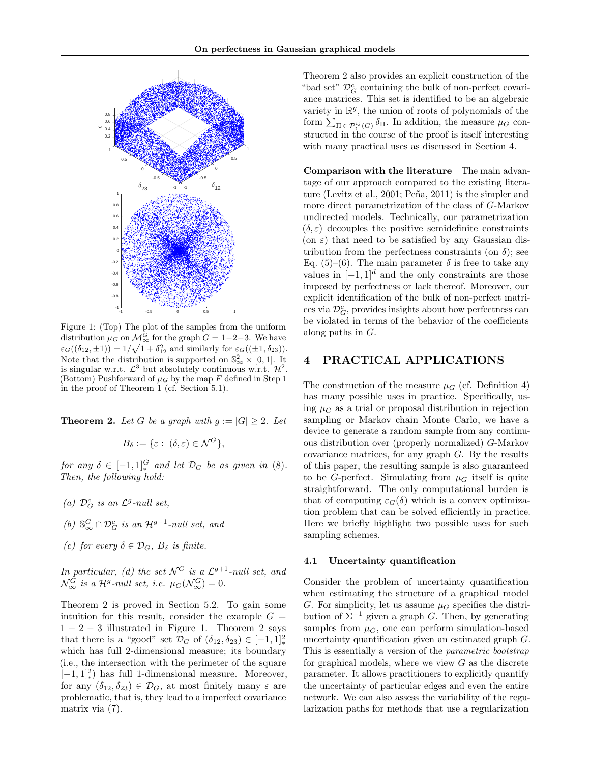Figure 1: (Top) The plot of the samples from the uniform distribution $\mu_G$ on $\mathcal{M}_\infty^G$ for the graph $G = 1\!-\!2\!-\!3$. We have $\varepsilon_G((\delta_{12}, \pm 1)) = 1/\sqrt{1+\delta_{12}^2}$ and similarly for $\varepsilon_G((\pm 1, \delta_{23}))$. Note that the distribution is supported on $\mathbb{S}_\infty^2 \times [0,1]$. It is singular w.r.t. $\mathcal{L}^3$ but absolutely continuous w.r.t. $\mathcal{H}^2$. (Bottom) Pushforward of $\mu_G$ by the map $F$ defined in Step 1 in the proof of Theorem 1 (cf. Section 5.1).

**Theorem 2.** *Let $G$ be a graph with $g := |G| \geq 2$. Let*

$$B_\delta := \{\varepsilon : \ (\delta, \varepsilon) \in \mathcal{N}^G\},$$

*for any $\delta \in [-1,1]_*^G$ and let $\mathcal{D}_G$ be as given in (8). Then, the following hold:*

*(a) $\mathcal{D}_G^c$ is an $\mathcal{L}^g$-null set,*

*(b) $\mathbb{S}_\infty^G \cap \mathcal{D}_G^c$ is an $\mathcal{H}^{g-1}$-null set, and*

*(c) for every $\delta \in \mathcal{D}_G$, $B_\delta$ is finite.*

*In particular, (d) the set $\mathcal{N}^G$ is a $\mathcal{L}^{g+1}$-null set, and $\mathcal{N}_\infty^G$ is a $\mathcal{H}^g$-null set, i.e. $\mu_G(\mathcal{N}_\infty^G) = 0$.*

Theorem 2 is proved in Section 5.2. To gain some intuition for this result, consider the example $G = 1-2-3$ illustrated in Figure 1. Theorem 2 says that there is a "good" set $\mathcal{D}_G$ of $(\delta_{12}, \delta_{23}) \in [-1,1]_*^2$ which has full 2-dimensional measure; its boundary (i.e., the intersection with the perimeter of the square $[-1,1]_*^2$) has full 1-dimensional measure. Moreover, for any $(\delta_{12}, \delta_{23}) \in \mathcal{D}_G$, at most finitely many $\varepsilon$ are problematic, that is, they lead to a imperfect covariance matrix via (7).

Theorem 2 also provides an explicit construction of the "bad set" $\mathcal{D}_G^c$ containing the bulk of non-perfect covariance matrices. This set is identified to be an algebraic variety in $\mathbb{R}^g$, the union of roots of polynomials of the form $\sum_{\Pi \in \mathcal{P}_*^{ij}(G)} \delta_\Pi$. In addition, the measure $\mu_G$ constructed in the course of the proof is itself interesting with many practical uses as discussed in Section 4.

**Comparison with the literature** The main advantage of our approach compared to the existing literature (Levitz et al., 2001; Peña, 2011) is the simpler and more direct parametrization of the class of $G$-Markov undirected models. Technically, our parametrization $(\delta, \varepsilon)$ decouples the positive semidefinite constraints (on $\varepsilon$) that need to be satisfied by any Gaussian distribution from the perfectness constraints (on $\delta$); see Eq. (5)–(6). The main parameter $\delta$ is free to take any values in $[-1,1]^d$ and the only constraints are those imposed by perfectness or lack thereof. Moreover, our explicit identification of the bulk of non-perfect matrices via $\mathcal{D}_G^c$, provides insights about how perfectness can be violated in terms of the behavior of the coefficients along paths in $G$.

# 4 PRACTICAL APPLICATIONS

The construction of the measure $\mu_G$ (cf. Definition 4) has many possible uses in practice. Specifically, using $\mu_G$ as a trial or proposal distribution in rejection sampling or Markov chain Monte Carlo, we have a device to generate a random sample from any continuous distribution over (properly normalized) $G$-Markov covariance matrices, for any graph $G$. By the results of this paper, the resulting sample is also guaranteed to be $G$-perfect. Simulating from $\mu_G$ itself is quite straightforward. The only computational burden is that of computing $\varepsilon_G(\delta)$ which is a convex optimization problem that can be solved efficiently in practice. Here we briefly highlight two possible uses for such sampling schemes.

## 4.1 Uncertainty quantification

Consider the problem of uncertainty quantification when estimating the structure of a graphical model $G$. For simplicity, let us assume $\mu_G$ specifies the distribution of $\Sigma^{-1}$ given a graph $G$. Then, by generating samples from $\mu_G$, one can perform simulation-based uncertainty quantification given an estimated graph $G$. This is essentially a version of the *parametric bootstrap* for graphical models, where we view $G$ as the discrete parameter. It allows practitioners to explicitly quantify the uncertainty of particular edges and even the entire network. We can also assess the variability of the regularization paths for methods that use a regularization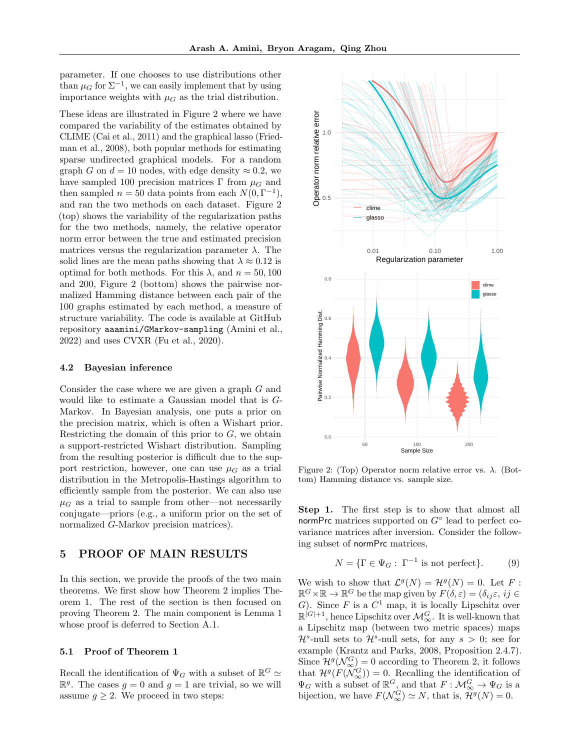parameter. If one chooses to use distributions other than $\mu_G$ for $\Sigma^{-1}$, we can easily implement that by using importance weights with $\mu_G$ as the trial distribution.

These ideas are illustrated in Figure 2 where we have compared the variability of the estimates obtained by CLIME (Cai et al., 2011) and the graphical lasso (Friedman et al., 2008), both popular methods for estimating sparse undirected graphical models. For a random graph $G$ on $d = 10$ nodes, with edge density $\approx 0.2$, we have sampled 100 precision matrices $\Gamma$ from $\mu_G$ and then sampled $n = 50$ data points from each $N(0, \Gamma^{-1})$, and ran the two methods on each dataset. Figure 2 (top) shows the variability of the regularization paths for the two methods, namely, the relative operator norm error between the true and estimated precision matrices versus the regularization parameter $\lambda$. The solid lines are the mean paths showing that $\lambda \approx 0.12$ is optimal for both methods. For this $\lambda$, and $n = 50, 100$ and 200, Figure 2 (bottom) shows the pairwise normalized Hamming distance between each pair of the 100 graphs estimated by each method, a measure of structure variability. The code is available at GitHub repository `aaamini/GMarkov-sampling` (Amini et al., 2022) and uses CVXR (Fu et al., 2020).

Figure 2: (Top) Operator norm relative error vs. $\lambda$. (Bottom) Hamming distance vs. sample size.

### 4.2 Bayesian inference

Consider the case where we are given a graph $G$ and would like to estimate a Gaussian model that is $G$-Markov. In Bayesian analysis, one puts a prior on the precision matrix, which is often a Wishart prior. Restricting the domain of this prior to $G$, we obtain a support-restricted Wishart distribution. Sampling from the resulting posterior is difficult due to the support restriction, however, one can use $\mu_G$ as a trial distribution in the Metropolis-Hastings algorithm to efficiently sample from the posterior. We can also use $\mu_G$ as a trial to sample from other—not necessarily conjugate—priors (e.g., a uniform prior on the set of normalized $G$-Markov precision matrices).

## 5 PROOF OF MAIN RESULTS

In this section, we provide the proofs of the two main theorems. We first show how Theorem 2 implies Theorem 1. The rest of the section is then focused on proving Theorem 2. The main component is Lemma 1 whose proof is deferred to Section A.1.

### 5.1 Proof of Theorem 1

Recall the identification of $\Psi_G$ with a subset of $\mathbb{R}^G \simeq \mathbb{R}^g$. The cases $g = 0$ and $g = 1$ are trivial, so we will assume $g \geq 2$. We proceed in two steps:

**Step 1.** The first step is to show that almost all normPrc matrices supported on $G^\circ$ lead to perfect covariance matrices after inversion. Consider the following subset of normPrc matrices,

$$N = \{\Gamma \in \Psi_G : \Gamma^{-1} \text{ is not perfect}\}. \tag{9}$$

We wish to show that $\mathcal{L}^g(N) = \mathcal{H}^g(N) = 0$. Let $F : \mathbb{R}^G \times \mathbb{R} \to \mathbb{R}^G$ be the map given by $F(\delta, \varepsilon) = (\delta_{ij}\varepsilon,\, ij \in G)$. Since $F$ is a $C^1$ map, it is locally Lipschitz over $\mathbb{R}^{|G|+1}$, hence Lipschitz over $\mathcal{M}_\infty^G$. It is well-known that a Lipschitz map (between two metric spaces) maps $\mathcal{H}^s$-null sets to $\mathcal{H}^s$-null sets, for any $s > 0$; see for example (Krantz and Parks, 2008, Proposition 2.4.7). Since $\mathcal{H}^g(\mathcal{N}_\infty^G) = 0$ according to Theorem 2, it follows that $\mathcal{H}^g(F(\mathcal{N}_\infty^G)) = 0$. Recalling the identification of $\Psi_G$ with a subset of $\mathbb{R}^G$, and that $F : \mathcal{M}_\infty^G \to \Psi_G$ is a bijection, we have $F(\mathcal{N}_\infty^G) \simeq N$, that is, $\mathcal{H}^g(N) = 0$.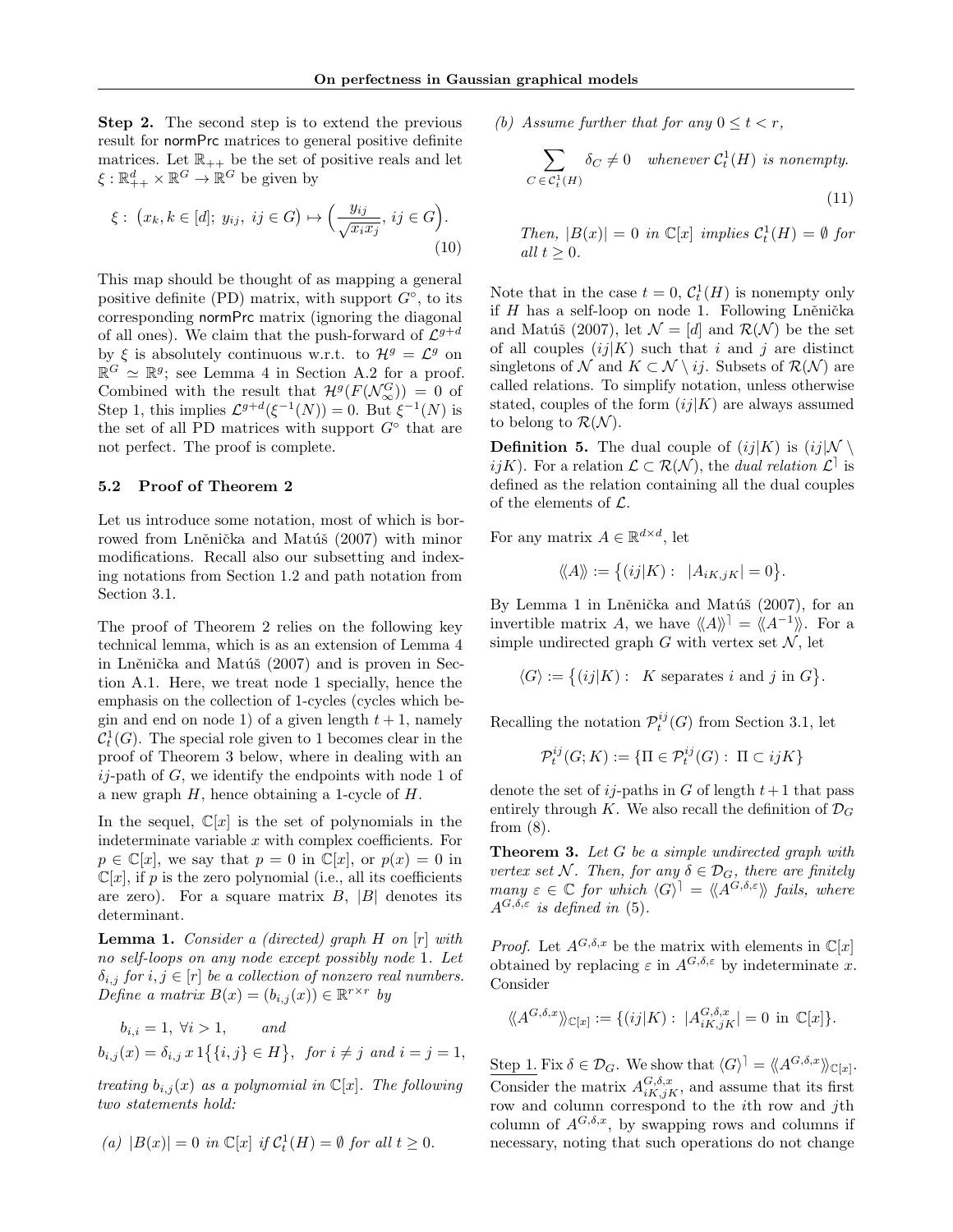**Step 2.** The second step is to extend the previous result for normPrc matrices to general positive definite matrices. Let $\mathbb{R}_{++}$ be the set of positive reals and let $\xi : \mathbb{R}^d_{++} \times \mathbb{R}^G \to \mathbb{R}^G$ be given by

$$\xi : \left(x_k, k \in [d];\ y_{ij},\ ij \in G\right) \mapsto \left(\frac{y_{ij}}{\sqrt{x_i x_j}},\ ij \in G\right). \tag{10}$$

This map should be thought of as mapping a general positive definite (PD) matrix, with support $G^\circ$, to its corresponding normPrc matrix (ignoring the diagonal of all ones). We claim that the push-forward of $\mathcal{L}^{g+d}$ by $\xi$ is absolutely continuous w.r.t. to $\mathcal{H}^g = \mathcal{L}^g$ on $\mathbb{R}^G \simeq \mathbb{R}^g$; see Lemma 4 in Section A.2 for a proof. Combined with the result that $\mathcal{H}^g(F(\mathcal{N}^G_\infty)) = 0$ of Step 1, this implies $\mathcal{L}^{g+d}(\xi^{-1}(N)) = 0$. But $\xi^{-1}(N)$ is the set of all PD matrices with support $G^\circ$ that are not perfect. The proof is complete.

### 5.2 Proof of Theorem 2

Let us introduce some notation, most of which is borrowed from Lněnička and Matúš (2007) with minor modifications. Recall also our subsetting and indexing notations from Section 1.2 and path notation from Section 3.1.

The proof of Theorem 2 relies on the following key technical lemma, which is as an extension of Lemma 4 in Lněnička and Matúš (2007) and is proven in Section A.1. Here, we treat node 1 specially, hence the emphasis on the collection of 1-cycles (cycles which begin and end on node 1) of a given length $t+1$, namely $\mathcal{C}^1_t(G)$. The special role given to 1 becomes clear in the proof of Theorem 3 below, where in dealing with an $ij$-path of $G$, we identify the endpoints with node 1 of a new graph $H$, hence obtaining a 1-cycle of $H$.

In the sequel, $\mathbb{C}[x]$ is the set of polynomials in the indeterminate variable $x$ with complex coefficients. For $p \in \mathbb{C}[x]$, we say that $p = 0$ in $\mathbb{C}[x]$, or $p(x) = 0$ in $\mathbb{C}[x]$, if $p$ is the zero polynomial (i.e., all its coefficients are zero). For a square matrix $B$, $|B|$ denotes its determinant.

**Lemma 1.** *Consider a (directed) graph $H$ on $[r]$ with no self-loops on any node except possibly node 1. Let $\delta_{i,j}$ for $i, j \in [r]$ be a collection of nonzero real numbers. Define a matrix $B(x) = (b_{i,j}(x)) \in \mathbb{R}^{r\times r}$ by*

$$b_{i,i} = 1,\ \forall i > 1, \qquad \textit{and}$$

$$b_{i,j}(x) = \delta_{i,j}\, x\, 1\big\{\{i,j\} \in H\big\}, \ \textit{for } i \neq j \textit{ and } i = j = 1,$$

*treating $b_{i,j}(x)$ as a polynomial in $\mathbb{C}[x]$. The following two statements hold:*

*(a) $|B(x)| = 0$ in $\mathbb{C}[x]$ if $\mathcal{C}^1_t(H) = \emptyset$ for all $t \geq 0$.*

*(b) Assume further that for any $0 \leq t < r$,*

$$\sum_{C\, \in\, \mathcal{C}^1_t(H)} \delta_C \neq 0 \quad \textit{whenever } \mathcal{C}^1_t(H) \textit{ is nonempty.} \tag{11}$$

*Then, $|B(x)| = 0$ in $\mathbb{C}[x]$ implies $\mathcal{C}^1_t(H) = \emptyset$ for all $t \geq 0$.*

Note that in the case $t = 0$, $\mathcal{C}^1_t(H)$ is nonempty only if $H$ has a self-loop on node 1. Following Lněnička and Matúš (2007), let $\mathcal{N} = [d]$ and $\mathcal{R}(\mathcal{N})$ be the set of all couples $(ij|K)$ such that $i$ and $j$ are distinct singletons of $\mathcal{N}$ and $K \subset \mathcal{N} \setminus ij$. Subsets of $\mathcal{R}(\mathcal{N})$ are called relations. To simplify notation, unless otherwise stated, couples of the form $(ij|K)$ are always assumed to belong to $\mathcal{R}(\mathcal{N})$.

**Definition 5.** The dual couple of $(ij|K)$ is $(ij|\mathcal{N} \setminus ijK)$. For a relation $\mathcal{L} \subset \mathcal{R}(\mathcal{N})$, the *dual relation* $\mathcal{L}^\rceil$ is defined as the relation containing all the dual couples of the elements of $\mathcal{L}$.

For any matrix $A \in \mathbb{R}^{d\times d}$, let

$$\langle\!\langle A \rangle\!\rangle := \big\{(ij|K) :\ |A_{iK,jK}| = 0\big\}.$$

By Lemma 1 in Lněnička and Matúš (2007), for an invertible matrix $A$, we have $\langle\!\langle A \rangle\!\rangle^\rceil = \langle\!\langle A^{-1} \rangle\!\rangle$. For a simple undirected graph $G$ with vertex set $\mathcal{N}$, let

$$\langle G \rangle := \big\{(ij|K) :\ K \text{ separates } i \text{ and } j \text{ in } G\big\}.$$

Recalling the notation $\mathcal{P}^{ij}_t(G)$ from Section 3.1, let

$$\mathcal{P}^{ij}_t(G; K) := \{\Pi \in \mathcal{P}^{ij}_t(G) :\ \Pi \subset ijK\}$$

denote the set of $ij$-paths in $G$ of length $t+1$ that pass entirely through $K$. We also recall the definition of $\mathcal{D}_G$ from (8).

**Theorem 3.** *Let $G$ be a simple undirected graph with vertex set $\mathcal{N}$. Then, for any $\delta \in \mathcal{D}_G$, there are finitely many $\varepsilon \in \mathbb{C}$ for which $\langle G \rangle^\rceil = \langle\!\langle A^{G,\delta,\varepsilon} \rangle\!\rangle$ fails, where $A^{G,\delta,\varepsilon}$ is defined in (5).*

*Proof.* Let $A^{G,\delta,x}$ be the matrix with elements in $\mathbb{C}[x]$ obtained by replacing $\varepsilon$ in $A^{G,\delta,\varepsilon}$ by indeterminate $x$. Consider

$$\langle\!\langle A^{G,\delta,x} \rangle\!\rangle_{\mathbb{C}[x]} := \{(ij|K) :\ |A^{G,\delta,x}_{iK,jK}| = 0 \text{ in } \mathbb{C}[x]\}.$$

Step 1. Fix $\delta \in \mathcal{D}_G$. We show that $\langle G \rangle^\rceil = \langle\!\langle A^{G,\delta,x} \rangle\!\rangle_{\mathbb{C}[x]}$. Consider the matrix $A^{G,\delta,x}_{iK,jK}$, and assume that its first row and column correspond to the $i$th row and $j$th column of $A^{G,\delta,x}$, by swapping rows and columns if necessary, noting that such operations do not change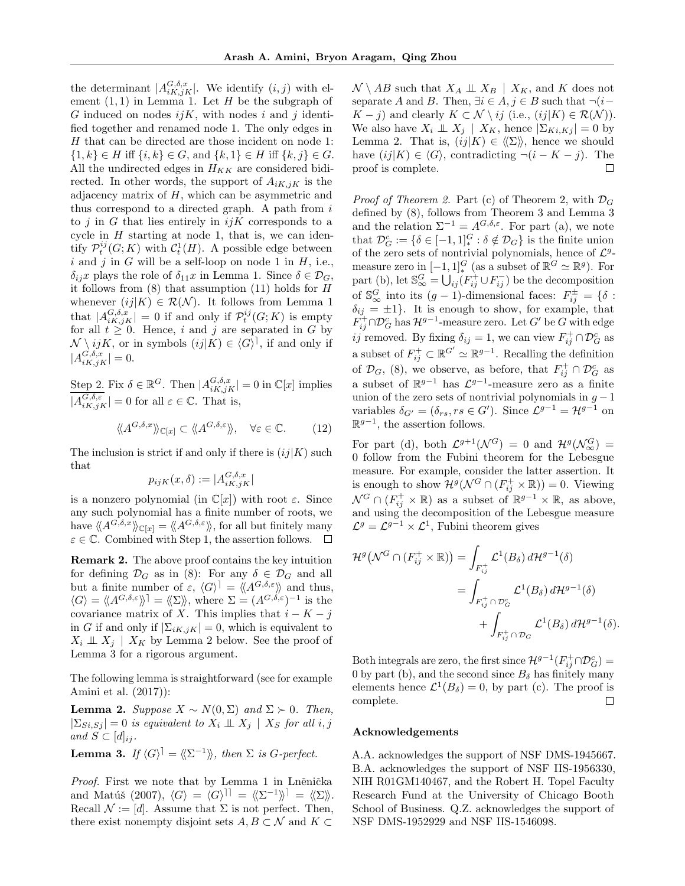the determinant $|A^{G,\delta,x}_{iK,jK}|$. We identify $(i,j)$ with element $(1,1)$ in Lemma 1. Let $H$ be the subgraph of $G$ induced on nodes $ijK$, with nodes $i$ and $j$ identified together and renamed node 1. The only edges in $H$ that can be directed are those incident on node 1: $\{1,k\} \in H$ iff $\{i,k\} \in G$, and $\{k,1\} \in H$ iff $\{k,j\} \in G$. All the undirected edges in $H_{KK}$ are considered bidirected. In other words, the support of $A_{iK,jK}$ is the adjacency matrix of $H$, which can be asymmetric and thus correspond to a directed graph. A path from $i$ to $j$ in $G$ that lies entirely in $ijK$ corresponds to a cycle in $H$ starting at node 1, that is, we can identify $\mathcal{P}^{ij}_t(G;K)$ with $\mathcal{C}^1_t(H)$. A possible edge between $i$ and $j$ in $G$ will be a self-loop on node 1 in $H$, i.e., $\delta_{ij}x$ plays the role of $\delta_{11}x$ in Lemma 1. Since $\delta \in \mathcal{D}_G$, it follows from (8) that assumption (11) holds for $H$ whenever $(ij|K) \in \mathcal{R}(\mathcal{N})$. It follows from Lemma 1 that $|A^{G,\delta,x}_{iK,jK}| = 0$ if and only if $\mathcal{P}^{ij}_t(G;K)$ is empty for all $t \geq 0$. Hence, $i$ and $j$ are separated in $G$ by $\mathcal{N} \setminus ijK$, or in symbols $(ij|K) \in \langle G \rangle^{\rceil}$, if and only if $|A^{G,\delta,x}_{iK,jK}| = 0$.

Step 2. Fix $\delta \in \mathbb{R}^G$. Then $|A^{G,\delta,x}_{iK,jK}| = 0$ in $\mathbb{C}[x]$ implies $|A^{G,\delta,\varepsilon}_{iK,jK}| = 0$ for all $\varepsilon \in \mathbb{C}$. That is,

$$\langle\!\langle A^{G,\delta,x} \rangle\!\rangle_{\mathbb{C}[x]} \subset \langle\!\langle A^{G,\delta,\varepsilon} \rangle\!\rangle, \quad \forall \varepsilon \in \mathbb{C}. \tag{12}$$

The inclusion is strict if and only if there is $(ij|K)$ such that

$$p_{ijK}(x,\delta) := |A^{G,\delta,x}_{iK,jK}|$$

is a nonzero polynomial (in $\mathbb{C}[x]$) with root $\varepsilon$. Since any such polynomial has a finite number of roots, we have $\langle\!\langle A^{G,\delta,x} \rangle\!\rangle_{\mathbb{C}[x]} = \langle\!\langle A^{G,\delta,\varepsilon} \rangle\!\rangle$, for all but finitely many $\varepsilon \in \mathbb{C}$. Combined with Step 1, the assertion follows. $\square$

**Remark 2.** The above proof contains the key intuition for defining $\mathcal{D}_G$ as in (8): For any $\delta \in \mathcal{D}_G$ and all but a finite number of $\varepsilon$, $\langle G \rangle^{\rceil} = \langle\!\langle A^{G,\delta,\varepsilon} \rangle\!\rangle$ and thus, $\langle G \rangle = \langle\!\langle A^{G,\delta,\varepsilon} \rangle\!\rangle^{\rceil} = \langle\!\langle \Sigma \rangle\!\rangle$, where $\Sigma = (A^{G,\delta,\varepsilon})^{-1}$ is the covariance matrix of $X$. This implies that $i - K - j$ in $G$ if and only if $|\Sigma_{iK,jK}| = 0$, which is equivalent to $X_i \perp\!\!\!\perp X_j \mid X_K$ by Lemma 2 below. See the proof of Lemma 3 for a rigorous argument.

The following lemma is straightforward (see for example Amini et al. (2017)):

**Lemma 2.** *Suppose $X \sim N(0,\Sigma)$ and $\Sigma \succ 0$. Then, $|\Sigma_{Si,Sj}| = 0$ is equivalent to $X_i \perp\!\!\!\perp X_j \mid X_S$ for all $i,j$ and $S \subset [d]_{ij}$.*

**Lemma 3.** *If $\langle G \rangle^{\rceil} = \langle\!\langle \Sigma^{-1} \rangle\!\rangle$, then $\Sigma$ is $G$-perfect.*

*Proof.* First we note that by Lemma 1 in Lněnička and Matúš (2007), $\langle G \rangle = \langle G \rangle^{\rceil\rceil} = \langle\!\langle \Sigma^{-1} \rangle\!\rangle^{\rceil} = \langle\!\langle \Sigma \rangle\!\rangle$. Recall $\mathcal{N} := [d]$. Assume that $\Sigma$ is not perfect. Then, there exist nonempty disjoint sets $A, B \subset \mathcal{N}$ and $K \subset \mathcal{N} \setminus AB$ such that $X_A \perp\!\!\!\perp X_B \mid X_K$, and $K$ does not separate $A$ and $B$. Then, $\exists i \in A, j \in B$ such that $\neg(i - K - j)$ and clearly $K \subset \mathcal{N} \setminus ij$ (i.e., $(ij|K) \in \mathcal{R}(\mathcal{N})$). We also have $X_i \perp\!\!\!\perp X_j \mid X_K$, hence $|\Sigma_{Ki,Kj}| = 0$ by Lemma 2. That is, $(ij|K) \in \langle\!\langle \Sigma \rangle\!\rangle$, hence we should have $(ij|K) \in \langle G \rangle$, contradicting $\neg(i - K - j)$. The proof is complete. $\square$

*Proof of Theorem 2.* Part (c) of Theorem 2, with $\mathcal{D}_G$ defined by (8), follows from Theorem 3 and Lemma 3 and the relation $\Sigma^{-1} = A^{G,\delta,\varepsilon}$. For part (a), we note that $\mathcal{D}^c_G := \{\delta \in [-1,1]^G_* : \delta \notin \mathcal{D}_G\}$ is the finite union of the zero sets of nontrivial polynomials, hence of $\mathcal{L}^g$-measure zero in $[-1,1]^G_*$ (as a subset of $\mathbb{R}^G \simeq \mathbb{R}^g$). For part (b), let $\mathbb{S}^G_\infty = \bigcup_{ij}(F^+_{ij} \cup F^-_{ij})$ be the decomposition of $\mathbb{S}^G_\infty$ into its $(g-1)$-dimensional faces: $F^\pm_{ij} = \{\delta : \delta_{ij} = \pm 1\}$. It is enough to show, for example, that $F^+_{ij} \cap \mathcal{D}^c_G$ has $\mathcal{H}^{g-1}$-measure zero. Let $G'$ be $G$ with edge $ij$ removed. By fixing $\delta_{ij} = 1$, we can view $F^+_{ij} \cap \mathcal{D}^c_G$ as a subset of $F^+_{ij} \subset \mathbb{R}^{G'} \simeq \mathbb{R}^{g-1}$. Recalling the definition of $\mathcal{D}_G$, (8), we observe, as before, that $F^+_{ij} \cap \mathcal{D}^c_G$ as a subset of $\mathbb{R}^{g-1}$ has $\mathcal{L}^{g-1}$-measure zero as a finite union of the zero sets of nontrivial polynomials in $g-1$ variables $\delta_{G'} = (\delta_{rs}, rs \in G')$. Since $\mathcal{L}^{g-1} = \mathcal{H}^{g-1}$ on $\mathbb{R}^{g-1}$, the assertion follows.

For part (d), both $\mathcal{L}^{g+1}(\mathcal{N}^G) = 0$ and $\mathcal{H}^g(\mathcal{N}^G_\infty) = 0$ follow from the Fubini theorem for the Lebesgue measure. For example, consider the latter assertion. It is enough to show $\mathcal{H}^g(\mathcal{N}^G \cap (F^+_{ij} \times \mathbb{R})) = 0$. Viewing $\mathcal{N}^G \cap (F^+_{ij} \times \mathbb{R})$ as a subset of $\mathbb{R}^{g-1} \times \mathbb{R}$, as above, and using the decomposition of the Lebesgue measure $\mathcal{L}^g = \mathcal{L}^{g-1} \times \mathcal{L}^1$, Fubini theorem gives

$$\begin{aligned}
\mathcal{H}^g\big(\mathcal{N}^G \cap (F^+_{ij} \times \mathbb{R})\big) &= \int_{F^+_{ij}} \mathcal{L}^1(B_\delta)\, d\mathcal{H}^{g-1}(\delta) \\
&= \int_{F^+_{ij} \cap \mathcal{D}^c_G} \mathcal{L}^1(B_\delta)\, d\mathcal{H}^{g-1}(\delta) \\
&\quad + \int_{F^+_{ij} \cap \mathcal{D}_G} \mathcal{L}^1(B_\delta)\, d\mathcal{H}^{g-1}(\delta).
\end{aligned}$$

Both integrals are zero, the first since $\mathcal{H}^{g-1}(F^+_{ij} \cap \mathcal{D}^c_G) = 0$ by part (b), and the second since $B_\delta$ has finitely many elements hence $\mathcal{L}^1(B_\delta) = 0$, by part (c). The proof is complete. $\square$

## Acknowledgements

A.A. acknowledges the support of NSF DMS-1945667. B.A. acknowledges the support of NSF IIS-1956330, NIH R01GM140467, and the Robert H. Topel Faculty Research Fund at the University of Chicago Booth School of Business. Q.Z. acknowledges the support of NSF DMS-1952929 and NSF IIS-1546098.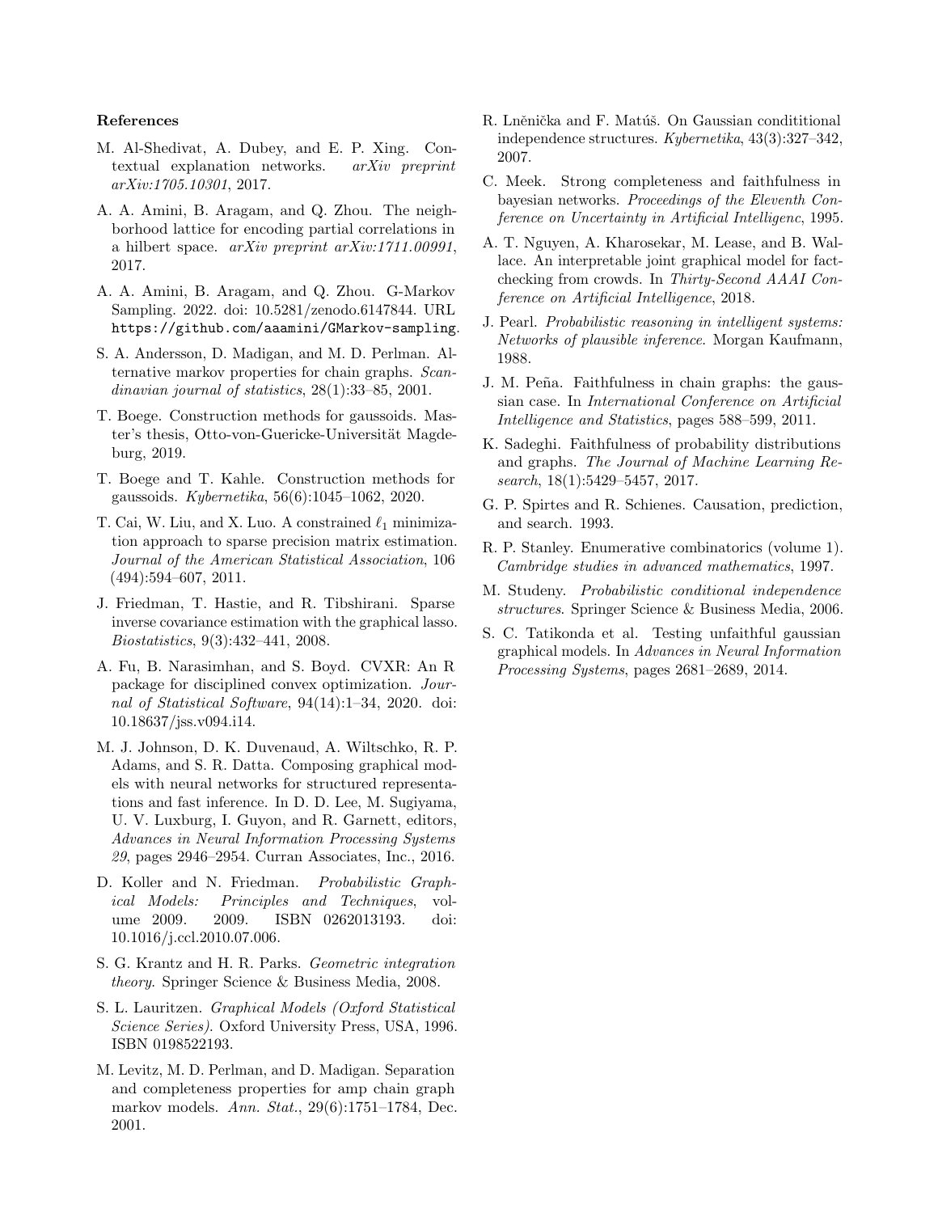### References

M. Al-Shedivat, A. Dubey, and E. P. Xing. Contextual explanation networks. *arXiv preprint arXiv:1705.10301*, 2017.

A. A. Amini, B. Aragam, and Q. Zhou. The neighborhood lattice for encoding partial correlations in a hilbert space. *arXiv preprint arXiv:1711.00991*, 2017.

A. A. Amini, B. Aragam, and Q. Zhou. G-Markov Sampling. 2022. doi: 10.5281/zenodo.6147844. URL `https://github.com/aaamini/GMarkov-sampling`.

S. A. Andersson, D. Madigan, and M. D. Perlman. Alternative markov properties for chain graphs. *Scandinavian journal of statistics*, 28(1):33–85, 2001.

T. Boege. Construction methods for gaussoids. Master's thesis, Otto-von-Guericke-Universität Magdeburg, 2019.

T. Boege and T. Kahle. Construction methods for gaussoids. *Kybernetika*, 56(6):1045–1062, 2020.

T. Cai, W. Liu, and X. Luo. A constrained $\ell_1$ minimization approach to sparse precision matrix estimation. *Journal of the American Statistical Association*, 106 (494):594–607, 2011.

J. Friedman, T. Hastie, and R. Tibshirani. Sparse inverse covariance estimation with the graphical lasso. *Biostatistics*, 9(3):432–441, 2008.

A. Fu, B. Narasimhan, and S. Boyd. CVXR: An R package for disciplined convex optimization. *Journal of Statistical Software*, 94(14):1–34, 2020. doi: 10.18637/jss.v094.i14.

M. J. Johnson, D. K. Duvenaud, A. Wiltschko, R. P. Adams, and S. R. Datta. Composing graphical models with neural networks for structured representations and fast inference. In D. D. Lee, M. Sugiyama, U. V. Luxburg, I. Guyon, and R. Garnett, editors, *Advances in Neural Information Processing Systems 29*, pages 2946–2954. Curran Associates, Inc., 2016.

D. Koller and N. Friedman. *Probabilistic Graphical Models: Principles and Techniques*, volume 2009. 2009. ISBN 0262013193. doi: 10.1016/j.ccl.2010.07.006.

S. G. Krantz and H. R. Parks. *Geometric integration theory*. Springer Science & Business Media, 2008.

S. L. Lauritzen. *Graphical Models (Oxford Statistical Science Series)*. Oxford University Press, USA, 1996. ISBN 0198522193.

M. Levitz, M. D. Perlman, and D. Madigan. Separation and completeness properties for amp chain graph markov models. *Ann. Stat.*, 29(6):1751–1784, Dec. 2001.

R. Lněnička and F. Matúš. On Gaussian condititional independence structures. *Kybernetika*, 43(3):327–342, 2007.

C. Meek. Strong completeness and faithfulness in bayesian networks. *Proceedings of the Eleventh Conference on Uncertainty in Artificial Intelligenc*, 1995.

A. T. Nguyen, A. Kharosekar, M. Lease, and B. Wallace. An interpretable joint graphical model for fact-checking from crowds. In *Thirty-Second AAAI Conference on Artificial Intelligence*, 2018.

J. Pearl. *Probabilistic reasoning in intelligent systems: Networks of plausible inference*. Morgan Kaufmann, 1988.

J. M. Peña. Faithfulness in chain graphs: the gaussian case. In *International Conference on Artificial Intelligence and Statistics*, pages 588–599, 2011.

K. Sadeghi. Faithfulness of probability distributions and graphs. *The Journal of Machine Learning Research*, 18(1):5429–5457, 2017.

G. P. Spirtes and R. Schienes. Causation, prediction, and search. 1993.

R. P. Stanley. Enumerative combinatorics (volume 1). *Cambridge studies in advanced mathematics*, 1997.

M. Studeny. *Probabilistic conditional independence structures*. Springer Science & Business Media, 2006.

S. C. Tatikonda et al. Testing unfaithful gaussian graphical models. In *Advances in Neural Information Processing Systems*, pages 2681–2689, 2014.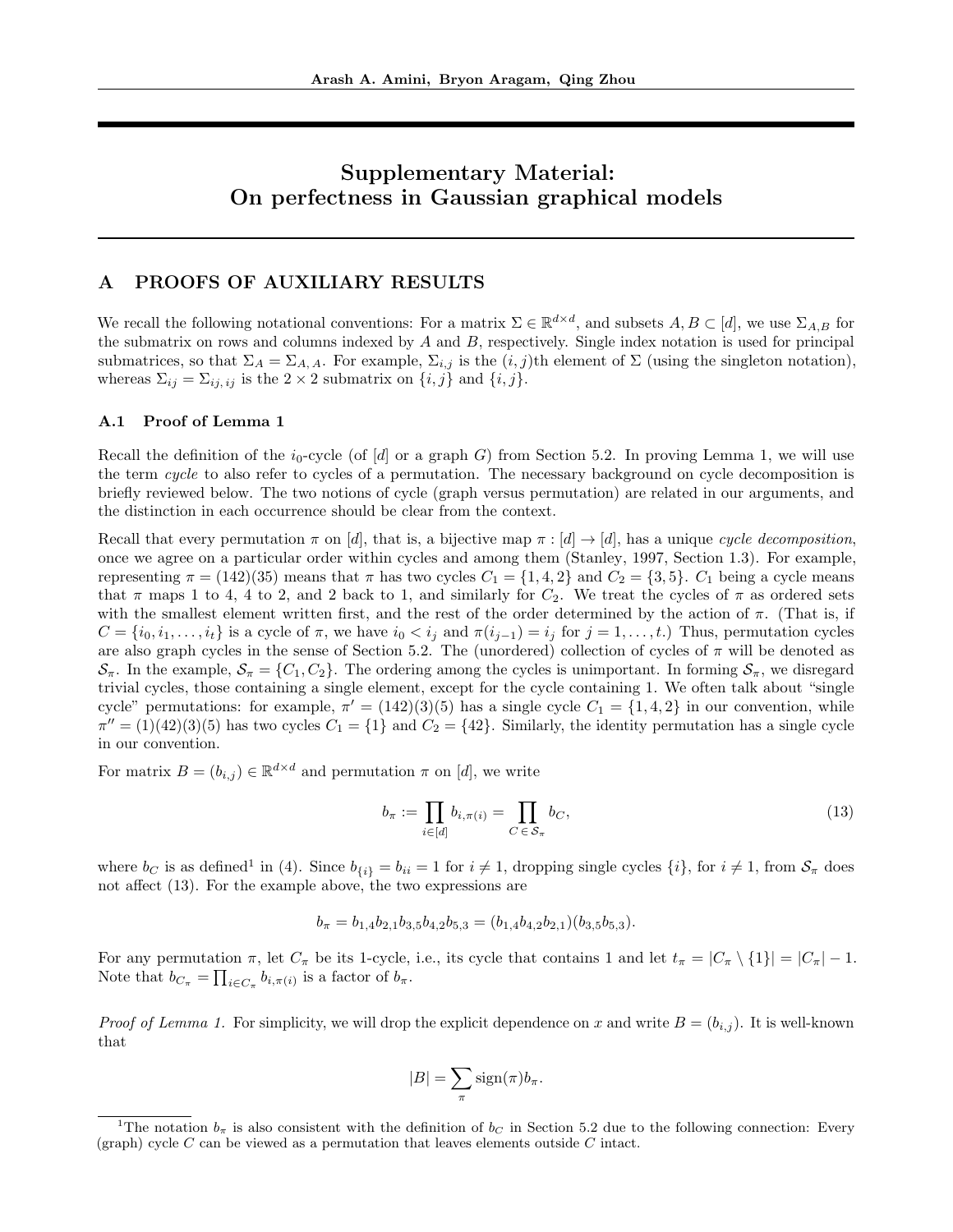# Supplementary Material: On perfectness in Gaussian graphical models

## A PROOFS OF AUXILIARY RESULTS

We recall the following notational conventions: For a matrix $\Sigma \in \mathbb{R}^{d\times d}$, and subsets $A, B \subset [d]$, we use $\Sigma_{A,B}$ for the submatrix on rows and columns indexed by $A$ and $B$, respectively. Single index notation is used for principal submatrices, so that $\Sigma_A = \Sigma_{A,A}$. For example, $\Sigma_{i,j}$ is the $(i,j)$th element of $\Sigma$ (using the singleton notation), whereas $\Sigma_{ij} = \Sigma_{ij,ij}$ is the $2 \times 2$ submatrix on $\{i,j\}$ and $\{i,j\}$.

### A.1 Proof of Lemma 1

Recall the definition of the $i_0$-cycle (of $[d]$ or a graph $G$) from Section 5.2. In proving Lemma 1, we will use the term *cycle* to also refer to cycles of a permutation. The necessary background on cycle decomposition is briefly reviewed below. The two notions of cycle (graph versus permutation) are related in our arguments, and the distinction in each occurrence should be clear from the context.

Recall that every permutation $\pi$ on $[d]$, that is, a bijective map $\pi : [d] \to [d]$, has a unique *cycle decomposition*, once we agree on a particular order within cycles and among them (Stanley, 1997, Section 1.3). For example, representing $\pi = (142)(35)$ means that $\pi$ has two cycles $C_1 = \{1,4,2\}$ and $C_2 = \{3,5\}$. $C_1$ being a cycle means that $\pi$ maps 1 to 4, 4 to 2, and 2 back to 1, and similarly for $C_2$. We treat the cycles of $\pi$ as ordered sets with the smallest element written first, and the rest of the order determined by the action of $\pi$. (That is, if $C = \{i_0, i_1, \dots, i_t\}$ is a cycle of $\pi$, we have $i_0 < i_j$ and $\pi(i_{j-1}) = i_j$ for $j = 1, \dots, t$.) Thus, permutation cycles are also graph cycles in the sense of Section 5.2. The (unordered) collection of cycles of $\pi$ will be denoted as $\mathcal{S}_\pi$. In the example, $\mathcal{S}_\pi = \{C_1, C_2\}$. The ordering among the cycles is unimportant. In forming $\mathcal{S}_\pi$, we disregard trivial cycles, those containing a single element, except for the cycle containing 1. We often talk about "single cycle" permutations: for example, $\pi' = (142)(3)(5)$ has a single cycle $C_1 = \{1,4,2\}$ in our convention, while $\pi'' = (1)(42)(3)(5)$ has two cycles $C_1 = \{1\}$ and $C_2 = \{42\}$. Similarly, the identity permutation has a single cycle in our convention.

For matrix $B = (b_{i,j}) \in \mathbb{R}^{d\times d}$ and permutation $\pi$ on $[d]$, we write

$$b_\pi := \prod_{i\in[d]} b_{i,\pi(i)} = \prod_{C \,\in\, \mathcal{S}_\pi} b_C, \tag{13}$$

where $b_C$ is as defined[1] in (4). Since $b_{\{i\}} = b_{ii} = 1$ for $i \neq 1$, dropping single cycles $\{i\}$, for $i \neq 1$, from $\mathcal{S}_\pi$ does not affect (13). For the example above, the two expressions are

$$b_\pi = b_{1,4}b_{2,1}b_{3,5}b_{4,2}b_{5,3} = (b_{1,4}b_{4,2}b_{2,1})(b_{3,5}b_{5,3}).$$

For any permutation $\pi$, let $C_\pi$ be its 1-cycle, i.e., its cycle that contains 1 and let $t_\pi = |C_\pi \setminus \{1\}| = |C_\pi| - 1$. Note that $b_{C_\pi} = \prod_{i\in C_\pi} b_{i,\pi(i)}$ is a factor of $b_\pi$.

*Proof of Lemma 1.* For simplicity, we will drop the explicit dependence on $x$ and write $B = (b_{i,j})$. It is well-known that

$$|B| = \sum_\pi \text{sign}(\pi) b_\pi.$$

[1] The notation $b_\pi$ is also consistent with the definition of $b_C$ in Section 5.2 due to the following connection: Every (graph) cycle $C$ can be viewed as a permutation that leaves elements outside $C$ intact.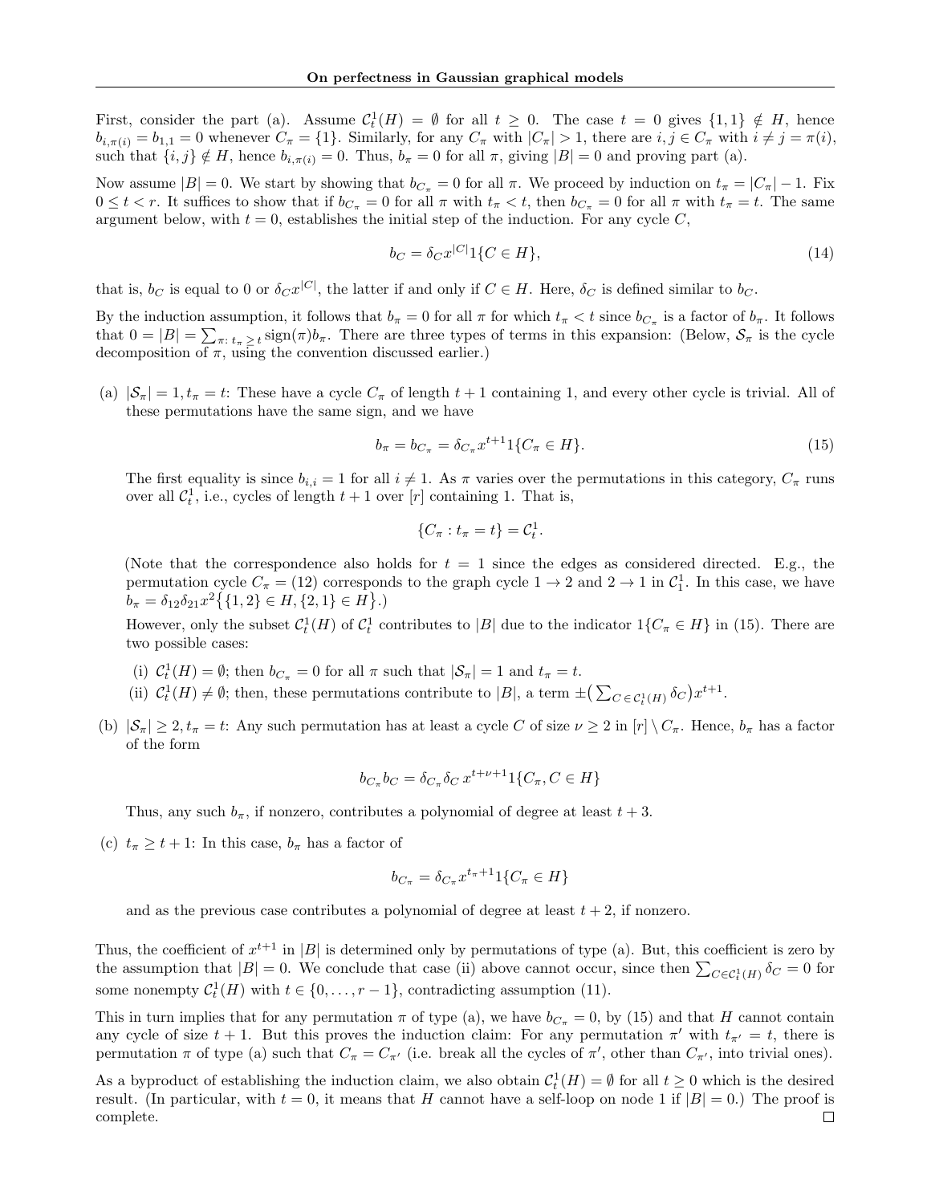First, consider the part (a). Assume $\mathcal{C}_t^1(H) = \emptyset$ for all $t \geq 0$. The case $t = 0$ gives $\{1,1\} \notin H$, hence $b_{i,\pi(i)} = b_{1,1} = 0$ whenever $C_\pi = \{1\}$. Similarly, for any $C_\pi$ with $|C_\pi| > 1$, there are $i, j \in C_\pi$ with $i \neq j = \pi(i)$, such that $\{i,j\} \notin H$, hence $b_{i,\pi(i)} = 0$. Thus, $b_\pi = 0$ for all $\pi$, giving $|B| = 0$ and proving part (a).

Now assume $|B| = 0$. We start by showing that $b_{C_\pi} = 0$ for all $\pi$. We proceed by induction on $t_\pi = |C_\pi| - 1$. Fix $0 \leq t < r$. It suffices to show that if $b_{C_\pi} = 0$ for all $\pi$ with $t_\pi < t$, then $b_{C_\pi} = 0$ for all $\pi$ with $t_\pi = t$. The same argument below, with $t = 0$, establishes the initial step of the induction. For any cycle $C$,

$$b_C = \delta_C x^{|C|} 1\{C \in H\}, \tag{14}$$

that is, $b_C$ is equal to 0 or $\delta_C x^{|C|}$, the latter if and only if $C \in H$. Here, $\delta_C$ is defined similar to $b_C$.

By the induction assumption, it follows that $b_\pi = 0$ for all $\pi$ for which $t_\pi < t$ since $b_{C_\pi}$ is a factor of $b_\pi$. It follows that $0 = |B| = \sum_{\pi:\, t_\pi \geq t} \operatorname{sign}(\pi) b_\pi$. There are three types of terms in this expansion: (Below, $\mathcal{S}_\pi$ is the cycle decomposition of $\pi$, using the convention discussed earlier.)

(a) $|\mathcal{S}_\pi| = 1, t_\pi = t$: These have a cycle $C_\pi$ of length $t+1$ containing 1, and every other cycle is trivial. All of these permutations have the same sign, and we have

$$b_\pi = b_{C_\pi} = \delta_{C_\pi} x^{t+1} 1\{C_\pi \in H\}. \tag{15}$$

The first equality is since $b_{i,i} = 1$ for all $i \neq 1$. As $\pi$ varies over the permutations in this category, $C_\pi$ runs over all $\mathcal{C}_t^1$, i.e., cycles of length $t+1$ over $[r]$ containing 1. That is,

$$\{C_\pi : t_\pi = t\} = \mathcal{C}_t^1.$$

(Note that the correspondence also holds for $t = 1$ since the edges as considered directed. E.g., the permutation cycle $C_\pi = (12)$ corresponds to the graph cycle $1 \to 2$ and $2 \to 1$ in $\mathcal{C}_1^1$. In this case, we have $b_\pi = \delta_{12}\delta_{21} x^2 \big\{\{1,2\} \in H, \{2,1\} \in H\big\}$.)

However, only the subset $\mathcal{C}_t^1(H)$ of $\mathcal{C}_t^1$ contributes to $|B|$ due to the indicator $1\{C_\pi \in H\}$ in (15). There are two possible cases:

- (i) $\mathcal{C}_t^1(H) = \emptyset$; then $b_{C_\pi} = 0$ for all $\pi$ such that $|\mathcal{S}_\pi| = 1$ and $t_\pi = t$.
- (ii) $\mathcal{C}_t^1(H) \neq \emptyset$; then, these permutations contribute to $|B|$, a term $\pm\big(\sum_{C \in \mathcal{C}_t^1(H)} \delta_C\big) x^{t+1}$.

(b) $|\mathcal{S}_\pi| \geq 2, t_\pi = t$: Any such permutation has at least a cycle $C$ of size $\nu \geq 2$ in $[r] \setminus C_\pi$. Hence, $b_\pi$ has a factor of the form

$$b_{C_\pi} b_C = \delta_{C_\pi} \delta_C \, x^{t+\nu+1} 1\{C_\pi, C \in H\}$$

Thus, any such $b_\pi$, if nonzero, contributes a polynomial of degree at least $t+3$.

(c) $t_\pi \geq t+1$: In this case, $b_\pi$ has a factor of

$$b_{C_\pi} = \delta_{C_\pi} x^{t_\pi + 1} 1\{C_\pi \in H\}$$

and as the previous case contributes a polynomial of degree at least $t+2$, if nonzero.

Thus, the coefficient of $x^{t+1}$ in $|B|$ is determined only by permutations of type (a). But, this coefficient is zero by the assumption that $|B| = 0$. We conclude that case (ii) above cannot occur, since then $\sum_{C \in \mathcal{C}_t^1(H)} \delta_C = 0$ for some nonempty $\mathcal{C}_t^1(H)$ with $t \in \{0, \dots, r-1\}$, contradicting assumption (11).

This in turn implies that for any permutation $\pi$ of type (a), we have $b_{C_\pi} = 0$, by (15) and that $H$ cannot contain any cycle of size $t+1$. But this proves the induction claim: For any permutation $\pi'$ with $t_{\pi'} = t$, there is permutation $\pi$ of type (a) such that $C_\pi = C_{\pi'}$ (i.e. break all the cycles of $\pi'$, other than $C_{\pi'}$, into trivial ones).

As a byproduct of establishing the induction claim, we also obtain $\mathcal{C}_t^1(H) = \emptyset$ for all $t \geq 0$ which is the desired result. (In particular, with $t = 0$, it means that $H$ cannot have a self-loop on node 1 if $|B| = 0$.) The proof is complete. $\square$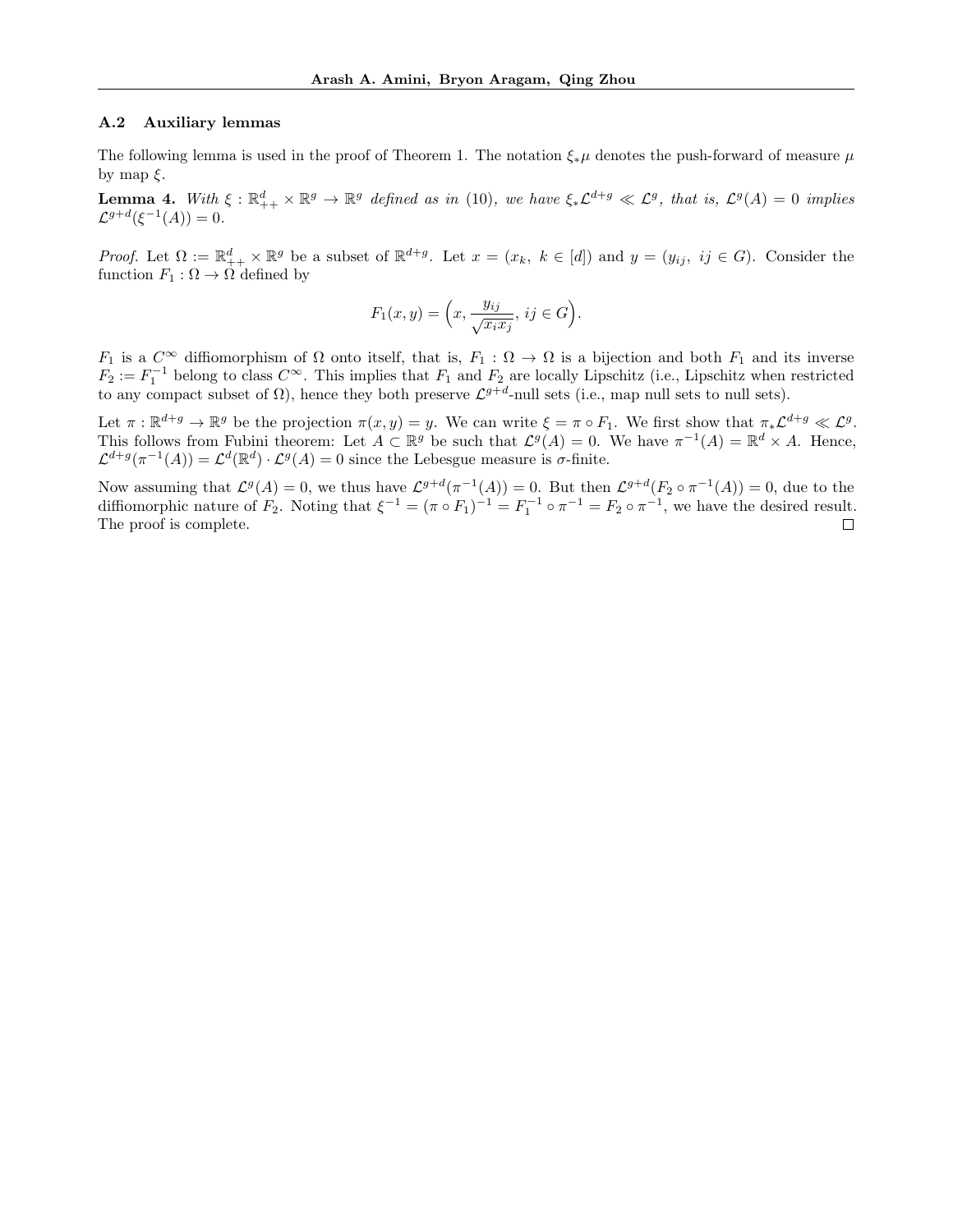### A.2 Auxiliary lemmas

The following lemma is used in the proof of Theorem 1. The notation $\xi_* \mu$ denotes the push-forward of measure $\mu$ by map $\xi$.

**Lemma 4.** *With $\xi : \mathbb{R}^d_{++} \times \mathbb{R}^g \to \mathbb{R}^g$ defined as in (10), we have $\xi_* \mathcal{L}^{d+g} \ll \mathcal{L}^g$, that is, $\mathcal{L}^g(A) = 0$ implies $\mathcal{L}^{g+d}(\xi^{-1}(A)) = 0$.*

*Proof.* Let $\Omega := \mathbb{R}^d_{++} \times \mathbb{R}^g$ be a subset of $\mathbb{R}^{d+g}$. Let $x = (x_k,\ k \in [d])$ and $y = (y_{ij},\ ij \in G)$. Consider the function $F_1 : \Omega \to \Omega$ defined by

$$F_1(x, y) = \Big(x, \frac{y_{ij}}{\sqrt{x_i x_j}},\ ij \in G\Big).$$

$F_1$ is a $C^\infty$ diffiomorphism of $\Omega$ onto itself, that is, $F_1 : \Omega \to \Omega$ is a bijection and both $F_1$ and its inverse $F_2 := F_1^{-1}$ belong to class $C^\infty$. This implies that $F_1$ and $F_2$ are locally Lipschitz (i.e., Lipschitz when restricted to any compact subset of $\Omega$), hence they both preserve $\mathcal{L}^{g+d}$-null sets (i.e., map null sets to null sets).

Let $\pi : \mathbb{R}^{d+g} \to \mathbb{R}^g$ be the projection $\pi(x, y) = y$. We can write $\xi = \pi \circ F_1$. We first show that $\pi_* \mathcal{L}^{d+g} \ll \mathcal{L}^g$. This follows from Fubini theorem: Let $A \subset \mathbb{R}^g$ be such that $\mathcal{L}^g(A) = 0$. We have $\pi^{-1}(A) = \mathbb{R}^d \times A$. Hence, $\mathcal{L}^{d+g}(\pi^{-1}(A)) = \mathcal{L}^d(\mathbb{R}^d) \cdot \mathcal{L}^g(A) = 0$ since the Lebesgue measure is $\sigma$-finite.

Now assuming that $\mathcal{L}^g(A) = 0$, we thus have $\mathcal{L}^{g+d}(\pi^{-1}(A)) = 0$. But then $\mathcal{L}^{g+d}(F_2 \circ \pi^{-1}(A)) = 0$, due to the diffiomorphic nature of $F_2$. Noting that $\xi^{-1} = (\pi \circ F_1)^{-1} = F_1^{-1} \circ \pi^{-1} = F_2 \circ \pi^{-1}$, we have the desired result. The proof is complete. ∎